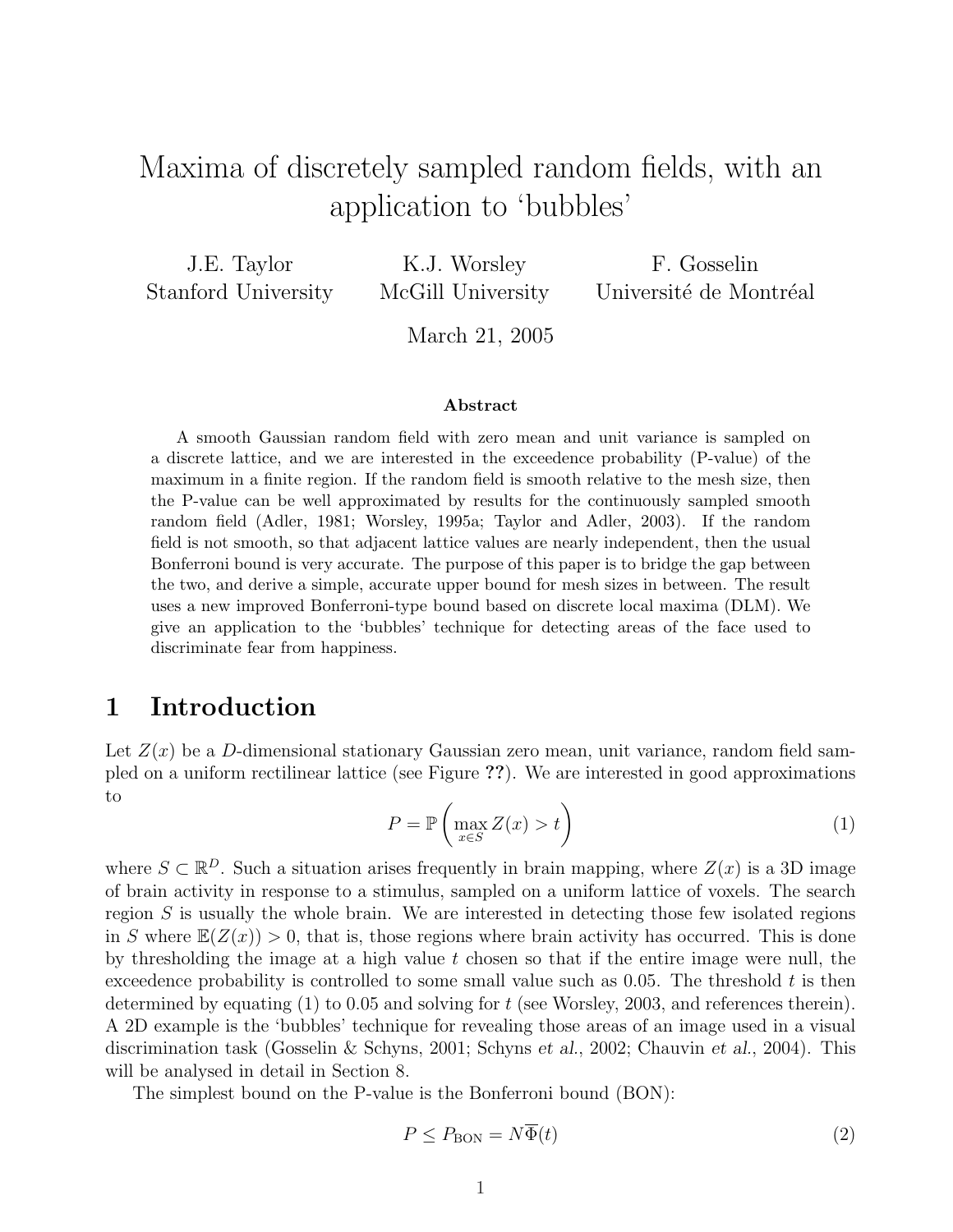# Maxima of discretely sampled random fields, with an application to 'bubbles'

J.E. Taylor
Stanford University

K.J. Worsley
McGill University

F. Gosselin
Université de Montréal

March 21, 2005

**Abstract**

A smooth Gaussian random field with zero mean and unit variance is sampled on a discrete lattice, and we are interested in the exceedence probability (P-value) of the maximum in a finite region. If the random field is smooth relative to the mesh size, then the P-value can be well approximated by results for the continuously sampled smooth random field (Adler, 1981; Worsley, 1995a; Taylor and Adler, 2003). If the random field is not smooth, so that adjacent lattice values are nearly independent, then the usual Bonferroni bound is very accurate. The purpose of this paper is to bridge the gap between the two, and derive a simple, accurate upper bound for mesh sizes in between. The result uses a new improved Bonferroni-type bound based on discrete local maxima (DLM). We give an application to the 'bubbles' technique for detecting areas of the face used to discriminate fear from happiness.

## 1 Introduction

Let $Z(x)$ be a $D$-dimensional stationary Gaussian zero mean, unit variance, random field sampled on a uniform rectilinear lattice (see Figure **??**). We are interested in good approximations to

$$P = \mathbb{P}\left(\max_{x \in S} Z(x) > t\right) \tag{1}$$

where $S \subset \mathbb{R}^D$. Such a situation arises frequently in brain mapping, where $Z(x)$ is a 3D image of brain activity in response to a stimulus, sampled on a uniform lattice of voxels. The search region $S$ is usually the whole brain. We are interested in detecting those few isolated regions in $S$ where $\mathbb{E}(Z(x)) > 0$, that is, those regions where brain activity has occurred. This is done by thresholding the image at a high value $t$ chosen so that if the entire image were null, the exceedence probability is controlled to some small value such as 0.05. The threshold $t$ is then determined by equating (1) to 0.05 and solving for $t$ (see Worsley, 2003, and references therein). A 2D example is the 'bubbles' technique for revealing those areas of an image used in a visual discrimination task (Gosselin & Schyns, 2001; Schyns *et al.*, 2002; Chauvin *et al.*, 2004). This will be analysed in detail in Section 8.

The simplest bound on the P-value is the Bonferroni bound (BON):

$$P \leq P_{\text{BON}} = N\overline{\Phi}(t) \tag{2}$$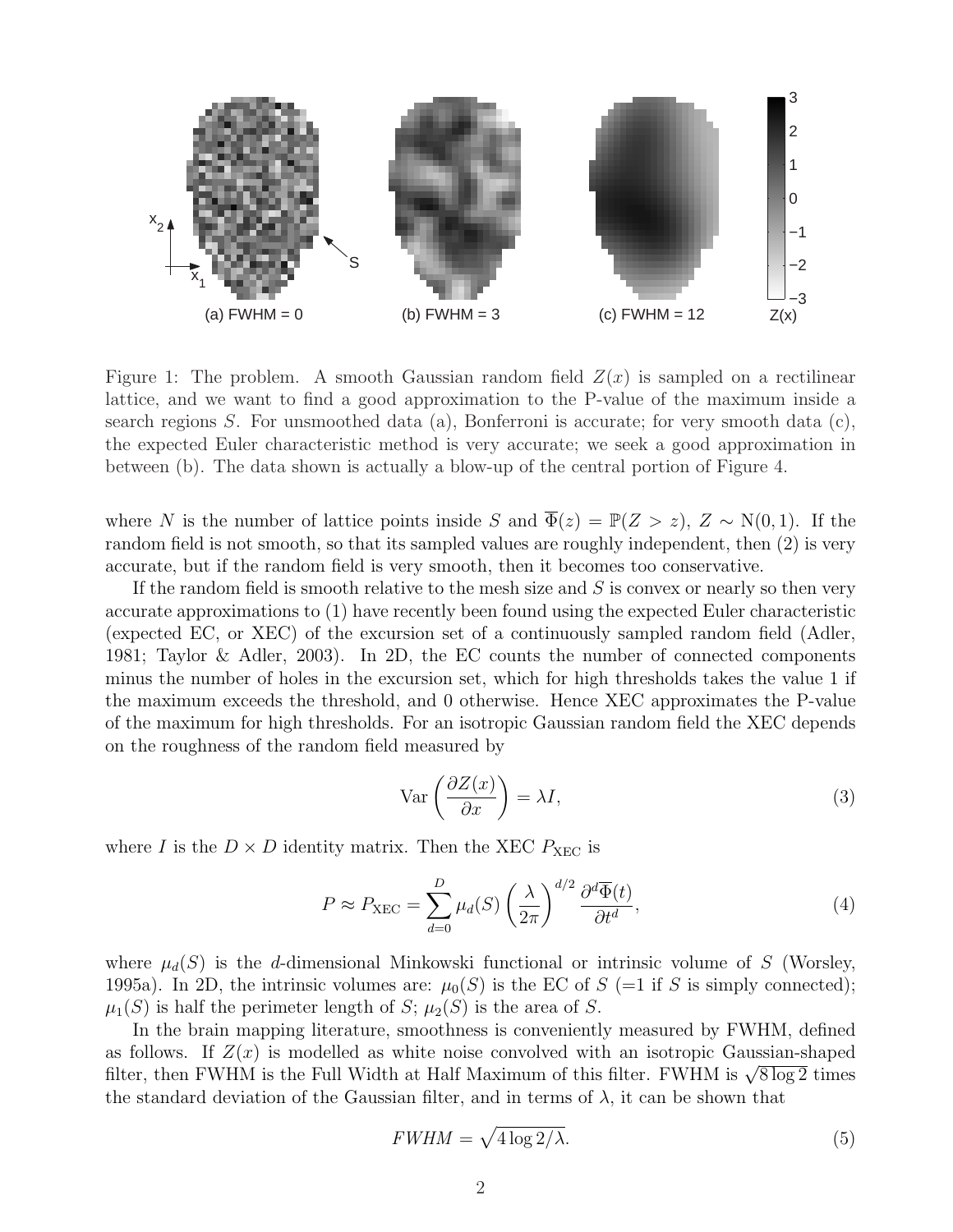Figure 1: The problem. A smooth Gaussian random field $Z(x)$ is sampled on a rectilinear lattice, and we want to find a good approximation to the P-value of the maximum inside a search regions $S$. For unsmoothed data (a), Bonferroni is accurate; for very smooth data (c), the expected Euler characteristic method is very accurate; we seek a good approximation in between (b). The data shown is actually a blow-up of the central portion of Figure 4.

where $N$ is the number of lattice points inside $S$ and $\overline{\Phi}(z) = \mathbb{P}(Z > z)$, $Z \sim \mathrm{N}(0, 1)$. If the random field is not smooth, so that its sampled values are roughly independent, then (2) is very accurate, but if the random field is very smooth, then it becomes too conservative.

If the random field is smooth relative to the mesh size and $S$ is convex or nearly so then very accurate approximations to (1) have recently been found using the expected Euler characteristic (expected EC, or XEC) of the excursion set of a continuously sampled random field (Adler, 1981; Taylor & Adler, 2003). In 2D, the EC counts the number of connected components minus the number of holes in the excursion set, which for high thresholds takes the value 1 if the maximum exceeds the threshold, and 0 otherwise. Hence XEC approximates the P-value of the maximum for high thresholds. For an isotropic Gaussian random field the XEC depends on the roughness of the random field measured by

$$\mathrm{Var}\left(\frac{\partial Z(x)}{\partial x}\right) = \lambda I, \tag{3}$$

where $I$ is the $D \times D$ identity matrix. Then the XEC $P_{\mathrm{XEC}}$ is

$$P \approx P_{\mathrm{XEC}} = \sum_{d=0}^{D} \mu_d(S) \left(\frac{\lambda}{2\pi}\right)^{d/2} \frac{\partial^d \overline{\Phi}(t)}{\partial t^d}, \tag{4}$$

where $\mu_d(S)$ is the $d$-dimensional Minkowski functional or intrinsic volume of $S$ (Worsley, 1995a). In 2D, the intrinsic volumes are: $\mu_0(S)$ is the EC of $S$ (=1 if $S$ is simply connected); $\mu_1(S)$ is half the perimeter length of $S$; $\mu_2(S)$ is the area of $S$.

In the brain mapping literature, smoothness is conveniently measured by FWHM, defined as follows. If $Z(x)$ is modelled as white noise convolved with an isotropic Gaussian-shaped filter, then FWHM is the Full Width at Half Maximum of this filter. FWHM is $\sqrt{8 \log 2}$ times the standard deviation of the Gaussian filter, and in terms of $\lambda$, it can be shown that

$$FWHM = \sqrt{4 \log 2 / \lambda}. \tag{5}$$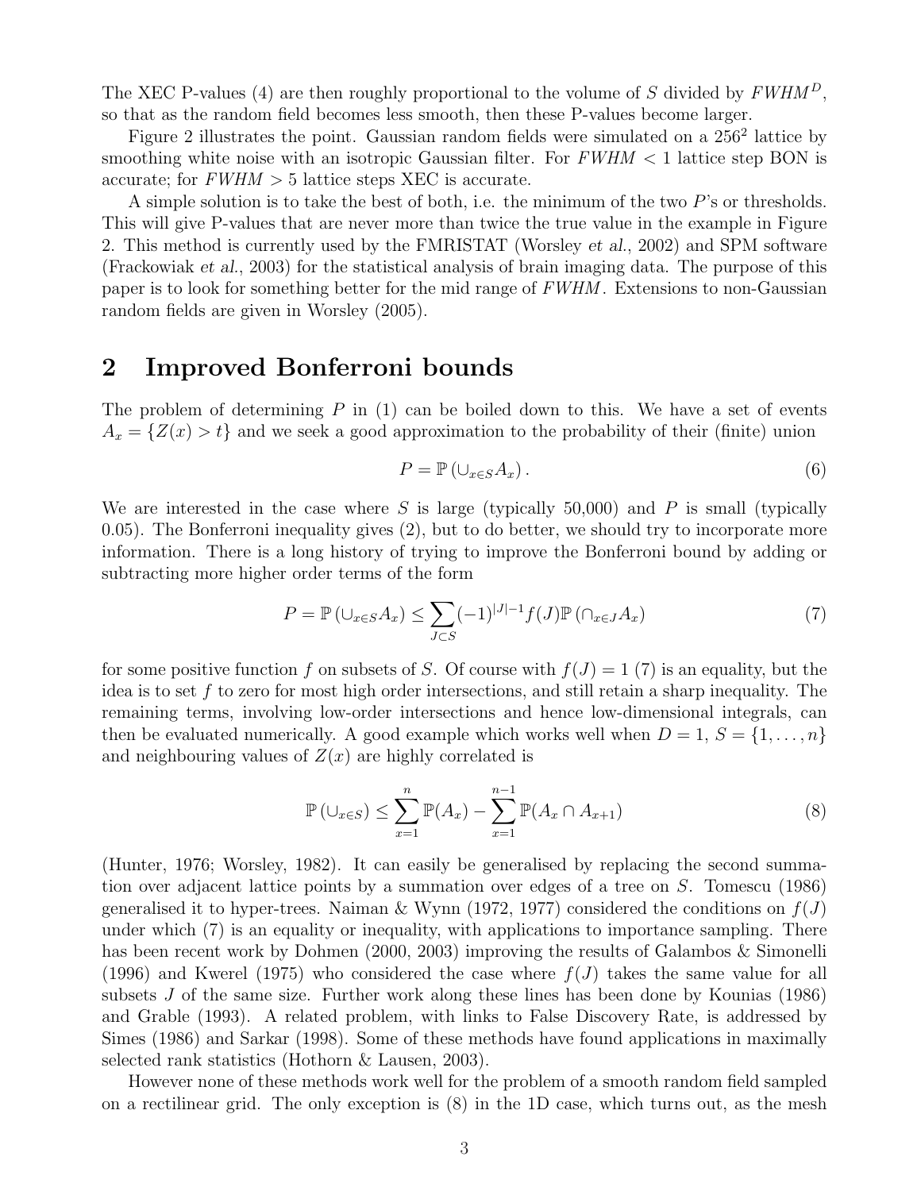The XEC P-values (4) are then roughly proportional to the volume of $S$ divided by $FWHM^D$, so that as the random field becomes less smooth, then these P-values become larger.

Figure 2 illustrates the point. Gaussian random fields were simulated on a $256^2$ lattice by smoothing white noise with an isotropic Gaussian filter. For $FWHM < 1$ lattice step BON is accurate; for $FWHM > 5$ lattice steps XEC is accurate.

A simple solution is to take the best of both, i.e. the minimum of the two $P$'s or thresholds. This will give P-values that are never more than twice the true value in the example in Figure 2. This method is currently used by the FMRISTAT (Worsley *et al.*, 2002) and SPM software (Frackowiak *et al.*, 2003) for the statistical analysis of brain imaging data. The purpose of this paper is to look for something better for the mid range of $FWHM$. Extensions to non-Gaussian random fields are given in Worsley (2005).

## 2 Improved Bonferroni bounds

The problem of determining $P$ in (1) can be boiled down to this. We have a set of events $A_x = \{Z(x) > t\}$ and we seek a good approximation to the probability of their (finite) union

$$P = \mathbb{P}\left(\cup_{x \in S} A_x\right). \tag{6}$$

We are interested in the case where $S$ is large (typically 50,000) and $P$ is small (typically 0.05). The Bonferroni inequality gives (2), but to do better, we should try to incorporate more information. There is a long history of trying to improve the Bonferroni bound by adding or subtracting more higher order terms of the form

$$P = \mathbb{P}\left(\cup_{x \in S} A_x\right) \leq \sum_{J \subset S} (-1)^{|J|-1} f(J) \mathbb{P}\left(\cap_{x \in J} A_x\right) \tag{7}$$

for some positive function $f$ on subsets of $S$. Of course with $f(J) = 1$ (7) is an equality, but the idea is to set $f$ to zero for most high order intersections, and still retain a sharp inequality. The remaining terms, involving low-order intersections and hence low-dimensional integrals, can then be evaluated numerically. A good example which works well when $D = 1$, $S = \{1, \ldots, n\}$ and neighbouring values of $Z(x)$ are highly correlated is

$$\mathbb{P}\left(\cup_{x \in S}\right) \leq \sum_{x=1}^{n} \mathbb{P}(A_x) - \sum_{x=1}^{n-1} \mathbb{P}(A_x \cap A_{x+1}) \tag{8}$$

(Hunter, 1976; Worsley, 1982). It can easily be generalised by replacing the second summation over adjacent lattice points by a summation over edges of a tree on $S$. Tomescu (1986) generalised it to hyper-trees. Naiman & Wynn (1972, 1977) considered the conditions on $f(J)$ under which (7) is an equality or inequality, with applications to importance sampling. There has been recent work by Dohmen (2000, 2003) improving the results of Galambos & Simonelli (1996) and Kwerel (1975) who considered the case where $f(J)$ takes the same value for all subsets $J$ of the same size. Further work along these lines has been done by Kounias (1986) and Grable (1993). A related problem, with links to False Discovery Rate, is addressed by Simes (1986) and Sarkar (1998). Some of these methods have found applications in maximally selected rank statistics (Hothorn & Lausen, 2003).

However none of these methods work well for the problem of a smooth random field sampled on a rectilinear grid. The only exception is (8) in the 1D case, which turns out, as the mesh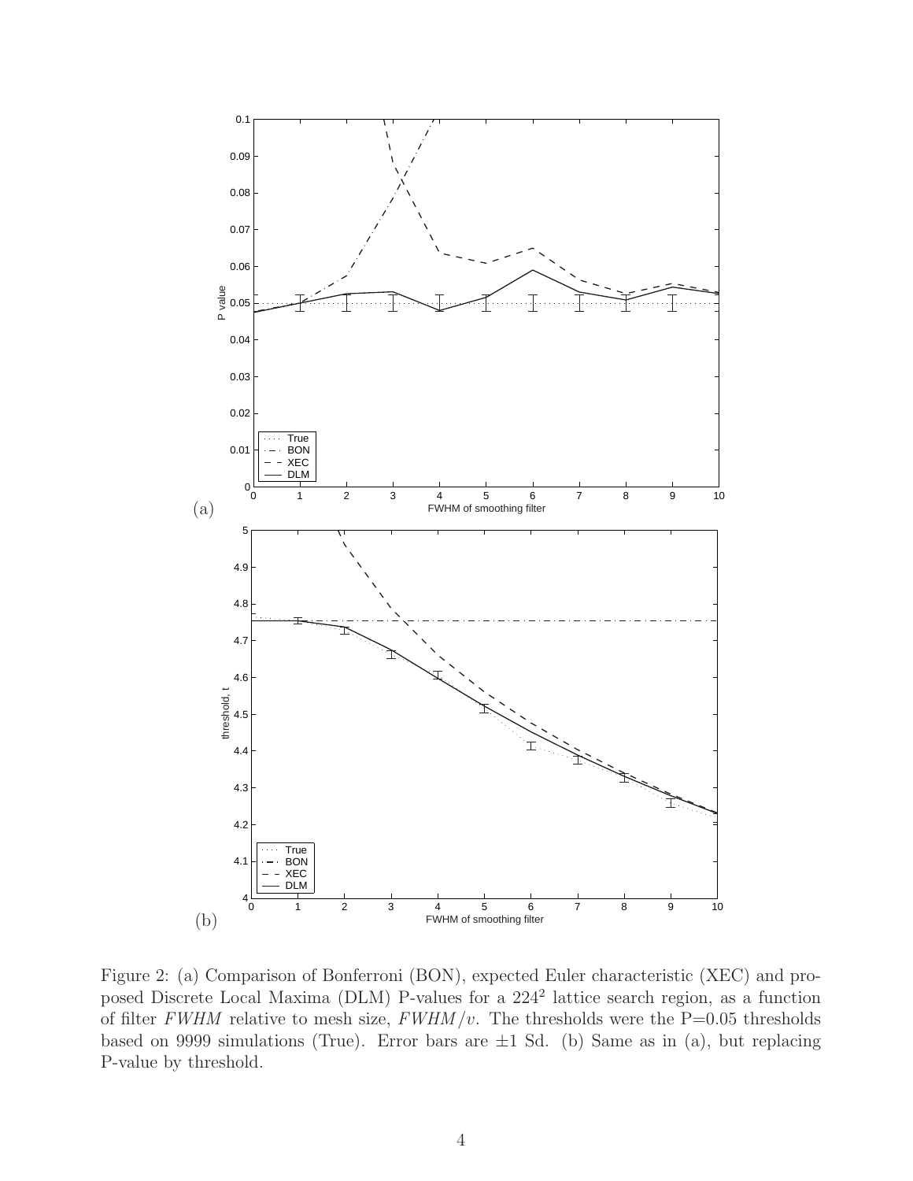Figure 2: (a) Comparison of Bonferroni (BON), expected Euler characteristic (XEC) and proposed Discrete Local Maxima (DLM) P-values for a $224^2$ lattice search region, as a function of filter $FWHM$ relative to mesh size, $FWHM/v$. The thresholds were the P=0.05 thresholds based on 9999 simulations (True). Error bars are $\pm 1$ Sd. (b) Same as in (a), but replacing P-value by threshold.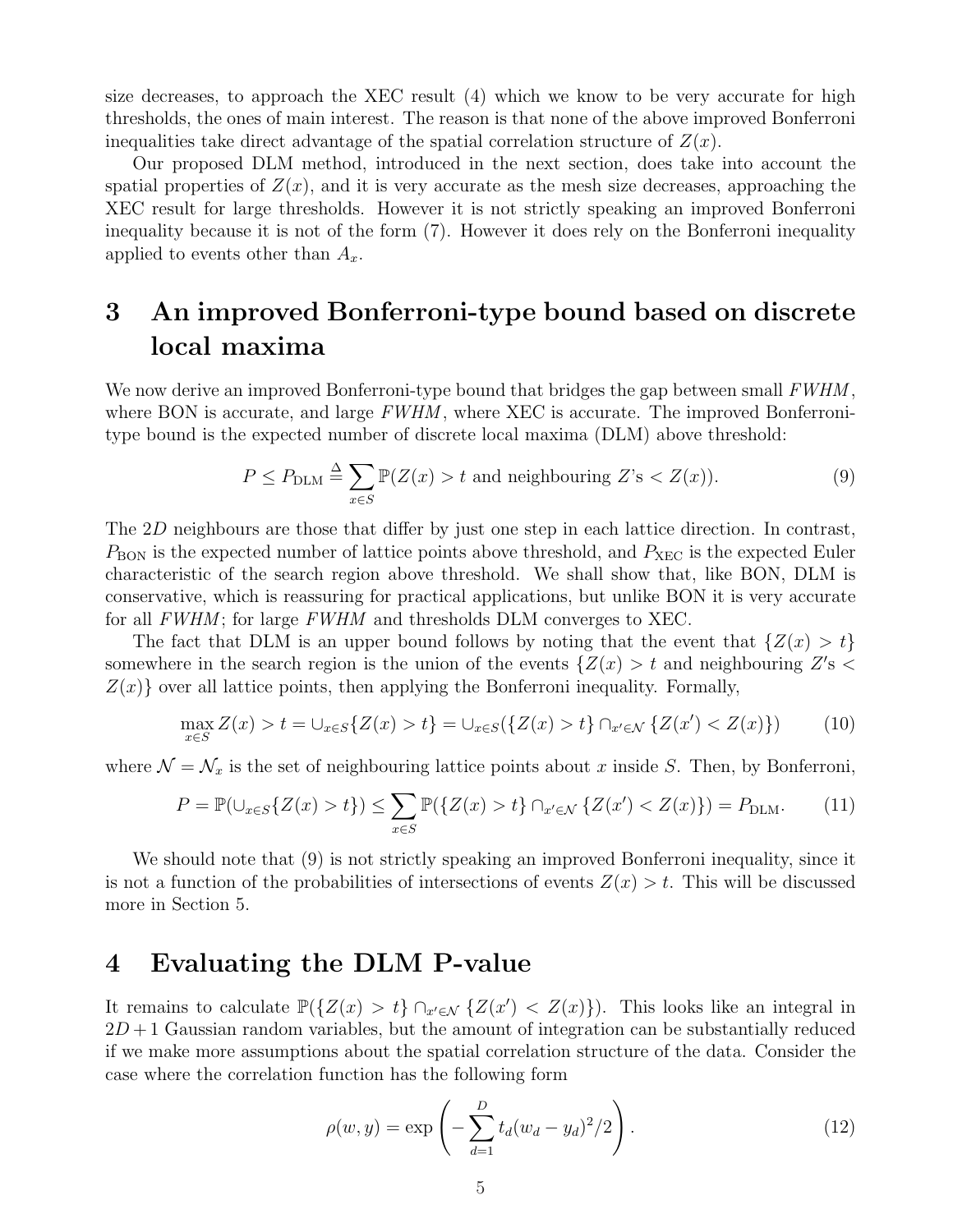size decreases, to approach the XEC result (4) which we know to be very accurate for high thresholds, the ones of main interest. The reason is that none of the above improved Bonferroni inequalities take direct advantage of the spatial correlation structure of $Z(x)$.

Our proposed DLM method, introduced in the next section, does take into account the spatial properties of $Z(x)$, and it is very accurate as the mesh size decreases, approaching the XEC result for large thresholds. However it is not strictly speaking an improved Bonferroni inequality because it is not of the form (7). However it does rely on the Bonferroni inequality applied to events other than $A_x$.

# 3 An improved Bonferroni-type bound based on discrete local maxima

We now derive an improved Bonferroni-type bound that bridges the gap between small *FWHM*, where BON is accurate, and large *FWHM*, where XEC is accurate. The improved Bonferroni-type bound is the expected number of discrete local maxima (DLM) above threshold:

$$P \le P_{\mathrm{DLM}} \triangleq \sum_{x \in S} \mathbb{P}(Z(x) > t \text{ and neighbouring } Z\text{'s} < Z(x)). \tag{9}$$

The $2D$ neighbours are those that differ by just one step in each lattice direction. In contrast, $P_{\mathrm{BON}}$ is the expected number of lattice points above threshold, and $P_{\mathrm{XEC}}$ is the expected Euler characteristic of the search region above threshold. We shall show that, like BON, DLM is conservative, which is reassuring for practical applications, but unlike BON it is very accurate for all *FWHM*; for large *FWHM* and thresholds DLM converges to XEC.

The fact that DLM is an upper bound follows by noting that the event that $\{Z(x) > t\}$ somewhere in the search region is the union of the events $\{Z(x) > t \text{ and neighbouring } Z'\text{s} < Z(x)\}$ over all lattice points, then applying the Bonferroni inequality. Formally,

$$\max_{x \in S} Z(x) > t = \cup_{x \in S}\{Z(x) > t\} = \cup_{x \in S}(\{Z(x) > t\} \cap_{x' \in \mathcal{N}} \{Z(x') < Z(x)\}) \tag{10}$$

where $\mathcal{N} = \mathcal{N}_x$ is the set of neighbouring lattice points about $x$ inside $S$. Then, by Bonferroni,

$$P = \mathbb{P}(\cup_{x \in S}\{Z(x) > t\}) \le \sum_{x \in S} \mathbb{P}(\{Z(x) > t\} \cap_{x' \in \mathcal{N}} \{Z(x') < Z(x)\}) = P_{\mathrm{DLM}}. \tag{11}$$

We should note that (9) is not strictly speaking an improved Bonferroni inequality, since it is not a function of the probabilities of intersections of events $Z(x) > t$. This will be discussed more in Section 5.

# 4 Evaluating the DLM P-value

It remains to calculate $\mathbb{P}(\{Z(x) > t\} \cap_{x' \in \mathcal{N}} \{Z(x') < Z(x)\})$. This looks like an integral in $2D + 1$ Gaussian random variables, but the amount of integration can be substantially reduced if we make more assumptions about the spatial correlation structure of the data. Consider the case where the correlation function has the following form

$$\rho(w, y) = \exp\left(-\sum_{d=1}^{D} t_d (w_d - y_d)^2 / 2\right). \tag{12}$$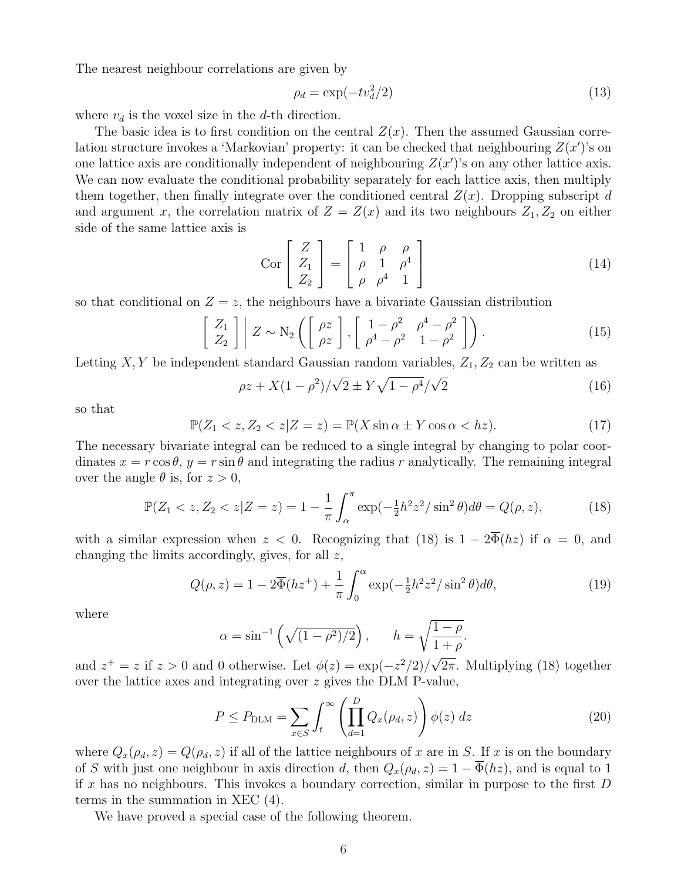The nearest neighbour correlations are given by

$$\rho_d = \exp(-tv_d^2/2) \tag{13}$$

where $v_d$ is the voxel size in the $d$-th direction.

The basic idea is to first condition on the central $Z(x)$. Then the assumed Gaussian correlation structure invokes a 'Markovian' property: it can be checked that neighbouring $Z(x')$'s on one lattice axis are conditionally independent of neighbouring $Z(x')$'s on any other lattice axis. We can now evaluate the conditional probability separately for each lattice axis, then multiply them together, then finally integrate over the conditioned central $Z(x)$. Dropping subscript $d$ and argument $x$, the correlation matrix of $Z = Z(x)$ and its two neighbours $Z_1, Z_2$ on either side of the same lattice axis is

$$\text{Cor}\begin{bmatrix} Z \\ Z_1 \\ Z_2 \end{bmatrix} = \begin{bmatrix} 1 & \rho & \rho \\ \rho & 1 & \rho^4 \\ \rho & \rho^4 & 1 \end{bmatrix} \tag{14}$$

so that conditional on $Z = z$, the neighbours have a bivariate Gaussian distribution

$$\begin{bmatrix} Z_1 \\ Z_2 \end{bmatrix} \Bigg| Z \sim \text{N}_2\left( \begin{bmatrix} \rho z \\ \rho z \end{bmatrix}, \begin{bmatrix} 1-\rho^2 & \rho^4 - \rho^2 \\ \rho^4 - \rho^2 & 1 - \rho^2 \end{bmatrix} \right). \tag{15}$$

Letting $X, Y$ be independent standard Gaussian random variables, $Z_1, Z_2$ can be written as

$$\rho z + X(1-\rho^2)/\sqrt{2} \pm Y\sqrt{1-\rho^4}/\sqrt{2} \tag{16}$$

so that

$$\mathbb{P}(Z_1 < z, Z_2 < z | Z = z) = \mathbb{P}(X \sin\alpha \pm Y \cos\alpha < hz). \tag{17}$$

The necessary bivariate integral can be reduced to a single integral by changing to polar coordinates $x = r\cos\theta$, $y = r\sin\theta$ and integrating the radius $r$ analytically. The remaining integral over the angle $\theta$ is, for $z > 0$,

$$\mathbb{P}(Z_1 < z, Z_2 < z | Z = z) = 1 - \frac{1}{\pi}\int_\alpha^\pi \exp(-\tfrac{1}{2}h^2 z^2/\sin^2\theta)d\theta = Q(\rho, z), \tag{18}$$

with a similar expression when $z < 0$. Recognizing that (18) is $1 - 2\overline{\Phi}(hz)$ if $\alpha = 0$, and changing the limits accordingly, gives, for all $z$,

$$Q(\rho, z) = 1 - 2\overline{\Phi}(hz^+) + \frac{1}{\pi}\int_0^\alpha \exp(-\tfrac{1}{2}h^2 z^2/\sin^2\theta)d\theta, \tag{19}$$

where

$$\alpha = \sin^{-1}\left(\sqrt{(1-\rho^2)/2}\right), \qquad h = \sqrt{\frac{1-\rho}{1+\rho}}.$$

and $z^+ = z$ if $z > 0$ and 0 otherwise. Let $\phi(z) = \exp(-z^2/2)/\sqrt{2\pi}$. Multiplying (18) together over the lattice axes and integrating over $z$ gives the DLM P-value,

$$P \leq P_{\text{DLM}} = \sum_{x \in S} \int_t^\infty \left( \prod_{d=1}^D Q_x(\rho_d, z) \right) \phi(z)\, dz \tag{20}$$

where $Q_x(\rho_d, z) = Q(\rho_d, z)$ if all of the lattice neighbours of $x$ are in $S$. If $x$ is on the boundary of $S$ with just one neighbour in axis direction $d$, then $Q_x(\rho_d, z) = 1 - \overline{\Phi}(hz)$, and is equal to 1 if $x$ has no neighbours. This invokes a boundary correction, similar in purpose to the first $D$ terms in the summation in XEC (4).

We have proved a special case of the following theorem.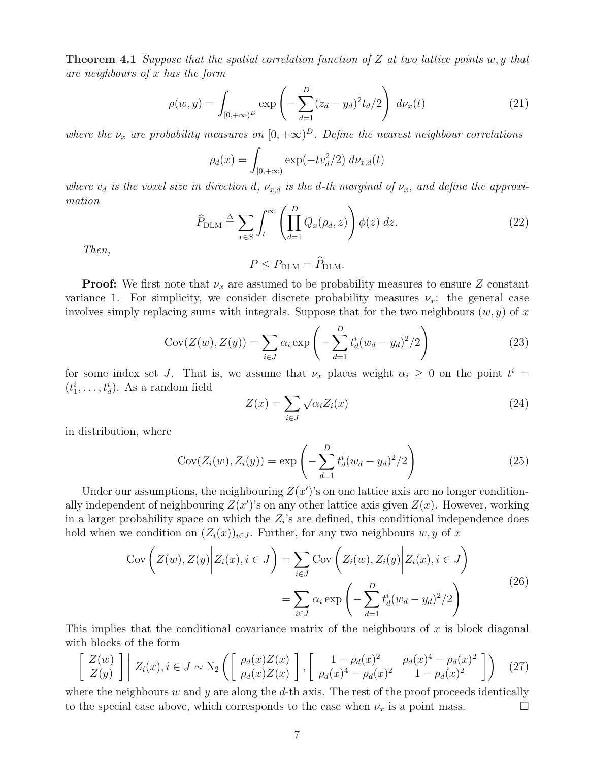**Theorem 4.1** *Suppose that the spatial correlation function of $Z$ at two lattice points $w, y$ that are neighbours of $x$ has the form*

$$\rho(w, y) = \int_{[0,+\infty)^D} \exp\left( -\sum_{d=1}^{D} (z_d - y_d)^2 t_d / 2 \right) \, d\nu_x(t) \tag{21}$$

*where the $\nu_x$ are probability measures on $[0, +\infty)^D$. Define the nearest neighbour correlations*

$$\rho_d(x) = \int_{[0,+\infty)} \exp(-t v_d^2 / 2) \, d\nu_{x,d}(t)$$

*where $v_d$ is the voxel size in direction $d$, $\nu_{x,d}$ is the $d$-th marginal of $\nu_x$, and define the approximation*

$$\widehat{P}_{\mathrm{DLM}} \triangleq \sum_{x \in S} \int_t^{\infty} \left( \prod_{d=1}^{D} Q_x(\rho_d, z) \right) \phi(z) \, dz. \tag{22}$$

*Then,*

$$P \leq P_{\mathrm{DLM}} = \widehat{P}_{\mathrm{DLM}}.$$

**Proof:** We first note that $\nu_x$ are assumed to be probability measures to ensure $Z$ constant variance 1. For simplicity, we consider discrete probability measures $\nu_x$: the general case involves simply replacing sums with integrals. Suppose that for the two neighbours $(w, y)$ of $x$

$$\mathrm{Cov}(Z(w), Z(y)) = \sum_{i \in J} \alpha_i \exp\left( -\sum_{d=1}^{D} t_d^i (w_d - y_d)^2 / 2 \right) \tag{23}$$

for some index set $J$. That is, we assume that $\nu_x$ places weight $\alpha_i \geq 0$ on the point $t^i = (t_1^i, \ldots, t_d^i)$. As a random field

$$Z(x) = \sum_{i \in J} \sqrt{\alpha_i} Z_i(x) \tag{24}$$

in distribution, where

$$\mathrm{Cov}(Z_i(w), Z_i(y)) = \exp\left( -\sum_{d=1}^{D} t_d^i (w_d - y_d)^2 / 2 \right) \tag{25}$$

Under our assumptions, the neighbouring $Z(x')$'s on one lattice axis are no longer conditionally independent of neighbouring $Z(x')$'s on any other lattice axis given $Z(x)$. However, working in a larger probability space on which the $Z_i$'s are defined, this conditional independence does hold when we condition on $(Z_i(x))_{i \in J}$. Further, for any two neighbours $w, y$ of $x$

$$\begin{aligned}
\mathrm{Cov}\left( Z(w), Z(y) \middle| Z_i(x), i \in J \right) &= \sum_{i \in J} \mathrm{Cov}\left( Z_i(w), Z_i(y) \middle| Z_i(x), i \in J \right) \\
&= \sum_{i \in J} \alpha_i \exp\left( -\sum_{d=1}^{D} t_d^i (w_d - y_d)^2 / 2 \right)
\end{aligned} \tag{26}$$

This implies that the conditional covariance matrix of the neighbours of $x$ is block diagonal with blocks of the form

$$\left[ \begin{array}{c} Z(w) \\ Z(y) \end{array} \right] \Bigg| \; Z_i(x), i \in J \sim \mathrm{N}_2 \left( \left[ \begin{array}{c} \rho_d(x) Z(x) \\ \rho_d(x) Z(x) \end{array} \right], \left[ \begin{array}{cc} 1 - \rho_d(x)^2 & \rho_d(x)^4 - \rho_d(x)^2 \\ \rho_d(x)^4 - \rho_d(x)^2 & 1 - \rho_d(x)^2 \end{array} \right] \right) \tag{27}$$

where the neighbours $w$ and $y$ are along the $d$-th axis. The rest of the proof proceeds identically to the special case above, which corresponds to the case when $\nu_x$ is a point mass. $\square$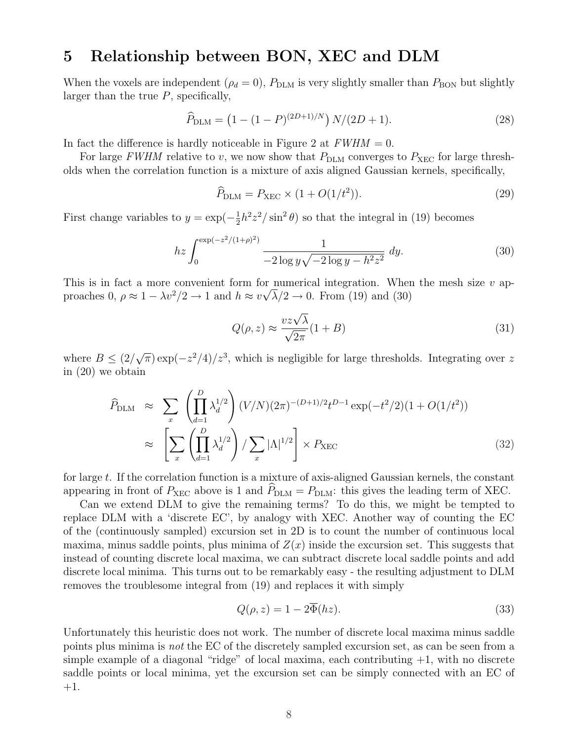## 5 Relationship between BON, XEC and DLM

When the voxels are independent ($\rho_d = 0$), $P_{\rm DLM}$ is very slightly smaller than $P_{\rm BON}$ but slightly larger than the true $P$, specifically,

$$\widehat{P}_{\rm DLM} = \left(1 - (1-P)^{(2D+1)/N}\right) N/(2D+1). \tag{28}$$

In fact the difference is hardly noticeable in Figure 2 at $FWHM = 0$.

For large $FWHM$ relative to $v$, we now show that $P_{\rm DLM}$ converges to $P_{\rm XEC}$ for large thresholds when the correlation function is a mixture of axis aligned Gaussian kernels, specifically,

$$\widehat{P}_{\rm DLM} = P_{\rm XEC} \times (1 + O(1/t^2)). \tag{29}$$

First change variables to $y = \exp(-\frac{1}{2}h^2 z^2/\sin^2\theta)$ so that the integral in (19) becomes

$$hz \int_0^{\exp(-z^2/(1+\rho)^2)} \frac{1}{-2\log y \sqrt{-2\log y - h^2 z^2}}\, dy. \tag{30}$$

This is in fact a more convenient form for numerical integration. When the mesh size $v$ approaches 0, $\rho \approx 1 - \lambda v^2/2 \to 1$ and $h \approx v\sqrt{\lambda}/2 \to 0$. From (19) and (30)

$$Q(\rho, z) \approx \frac{vz\sqrt{\lambda}}{\sqrt{2\pi}}(1 + B) \tag{31}$$

where $B \leq (2/\sqrt{\pi})\exp(-z^2/4)/z^3$, which is negligible for large thresholds. Integrating over $z$ in (20) we obtain

$$\begin{aligned}
\widehat{P}_{\rm DLM} &\approx \sum_x \left(\prod_{d=1}^D \lambda_d^{1/2}\right)(V/N)(2\pi)^{-(D+1)/2} t^{D-1}\exp(-t^2/2)(1 + O(1/t^2)) \\
&\approx \left[\sum_x \left(\prod_{d=1}^D \lambda_d^{1/2}\right) \Big/ \sum_x |\Lambda|^{1/2}\right] \times P_{\rm XEC}
\end{aligned} \tag{32}$$

for large $t$. If the correlation function is a mixture of axis-aligned Gaussian kernels, the constant appearing in front of $P_{\rm XEC}$ above is 1 and $\widehat{P}_{\rm DLM} = P_{\rm DLM}$: this gives the leading term of XEC.

Can we extend DLM to give the remaining terms? To do this, we might be tempted to replace DLM with a 'discrete EC', by analogy with XEC. Another way of counting the EC of the (continuously sampled) excursion set in 2D is to count the number of continuous local maxima, minus saddle points, plus minima of $Z(x)$ inside the excursion set. This suggests that instead of counting discrete local maxima, we can subtract discrete local saddle points and add discrete local minima. This turns out to be remarkably easy - the resulting adjustment to DLM removes the troublesome integral from (19) and replaces it with simply

$$Q(\rho, z) = 1 - 2\overline{\Phi}(hz). \tag{33}$$

Unfortunately this heuristic does not work. The number of discrete local maxima minus saddle points plus minima is *not* the EC of the discretely sampled excursion set, as can be seen from a simple example of a diagonal "ridge" of local maxima, each contributing +1, with no discrete saddle points or local minima, yet the excursion set can be simply connected with an EC of +1.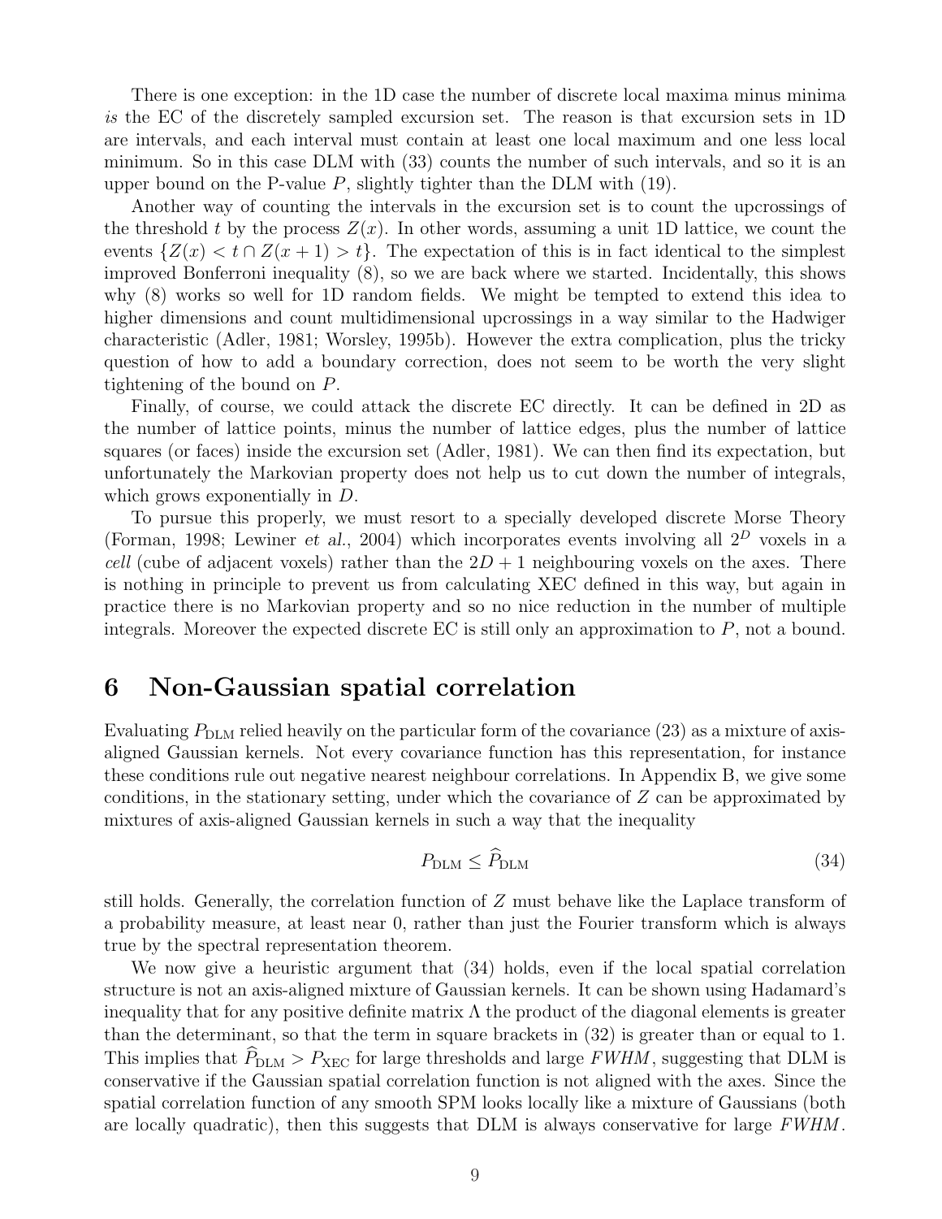There is one exception: in the 1D case the number of discrete local maxima minus minima *is* the EC of the discretely sampled excursion set. The reason is that excursion sets in 1D are intervals, and each interval must contain at least one local maximum and one less local minimum. So in this case DLM with (33) counts the number of such intervals, and so it is an upper bound on the P-value $P$, slightly tighter than the DLM with (19).

Another way of counting the intervals in the excursion set is to count the upcrossings of the threshold $t$ by the process $Z(x)$. In other words, assuming a unit 1D lattice, we count the events $\{Z(x) < t \cap Z(x+1) > t\}$. The expectation of this is in fact identical to the simplest improved Bonferroni inequality (8), so we are back where we started. Incidentally, this shows why (8) works so well for 1D random fields. We might be tempted to extend this idea to higher dimensions and count multidimensional upcrossings in a way similar to the Hadwiger characteristic (Adler, 1981; Worsley, 1995b). However the extra complication, plus the tricky question of how to add a boundary correction, does not seem to be worth the very slight tightening of the bound on $P$.

Finally, of course, we could attack the discrete EC directly. It can be defined in 2D as the number of lattice points, minus the number of lattice edges, plus the number of lattice squares (or faces) inside the excursion set (Adler, 1981). We can then find its expectation, but unfortunately the Markovian property does not help us to cut down the number of integrals, which grows exponentially in $D$.

To pursue this properly, we must resort to a specially developed discrete Morse Theory (Forman, 1998; Lewiner *et al.*, 2004) which incorporates events involving all $2^D$ voxels in a *cell* (cube of adjacent voxels) rather than the $2D+1$ neighbouring voxels on the axes. There is nothing in principle to prevent us from calculating XEC defined in this way, but again in practice there is no Markovian property and so no nice reduction in the number of multiple integrals. Moreover the expected discrete EC is still only an approximation to $P$, not a bound.

# 6 Non-Gaussian spatial correlation

Evaluating $P_{\mathrm{DLM}}$ relied heavily on the particular form of the covariance (23) as a mixture of axis-aligned Gaussian kernels. Not every covariance function has this representation, for instance these conditions rule out negative nearest neighbour correlations. In Appendix B, we give some conditions, in the stationary setting, under which the covariance of $Z$ can be approximated by mixtures of axis-aligned Gaussian kernels in such a way that the inequality

$$P_{\mathrm{DLM}} \leq \widehat{P}_{\mathrm{DLM}} \tag{34}$$

still holds. Generally, the correlation function of $Z$ must behave like the Laplace transform of a probability measure, at least near 0, rather than just the Fourier transform which is always true by the spectral representation theorem.

We now give a heuristic argument that (34) holds, even if the local spatial correlation structure is not an axis-aligned mixture of Gaussian kernels. It can be shown using Hadamard's inequality that for any positive definite matrix $\Lambda$ the product of the diagonal elements is greater than the determinant, so that the term in square brackets in (32) is greater than or equal to 1. This implies that $\widehat{P}_{\mathrm{DLM}} > P_{\mathrm{XEC}}$ for large thresholds and large $FWHM$, suggesting that DLM is conservative if the Gaussian spatial correlation function is not aligned with the axes. Since the spatial correlation function of any smooth SPM looks locally like a mixture of Gaussians (both are locally quadratic), then this suggests that DLM is always conservative for large $FWHM$.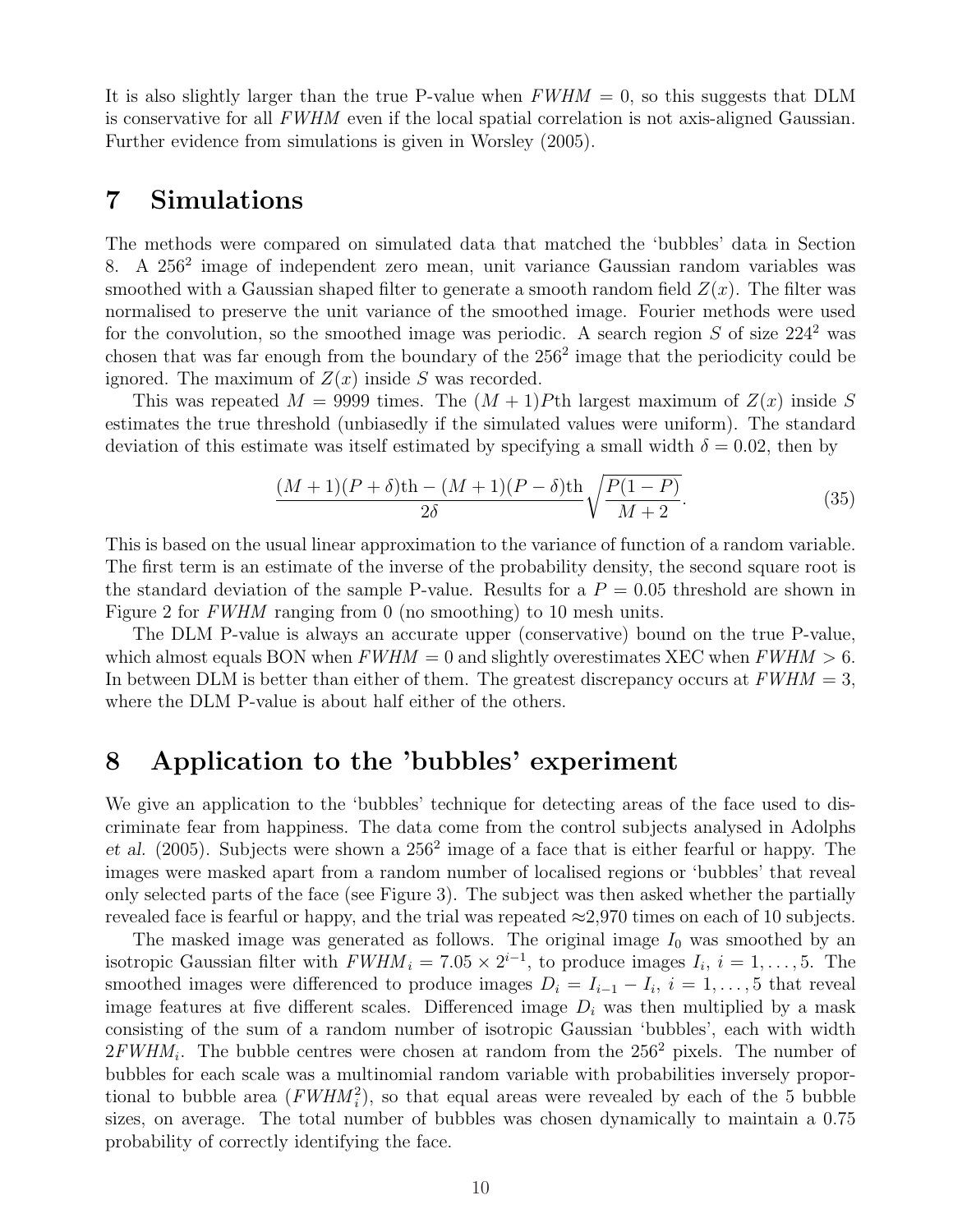It is also slightly larger than the true P-value when $FWHM = 0$, so this suggests that DLM is conservative for all $FWHM$ even if the local spatial correlation is not axis-aligned Gaussian. Further evidence from simulations is given in Worsley (2005).

# 7 Simulations

The methods were compared on simulated data that matched the 'bubbles' data in Section 8. A $256^2$ image of independent zero mean, unit variance Gaussian random variables was smoothed with a Gaussian shaped filter to generate a smooth random field $Z(x)$. The filter was normalised to preserve the unit variance of the smoothed image. Fourier methods were used for the convolution, so the smoothed image was periodic. A search region $S$ of size $224^2$ was chosen that was far enough from the boundary of the $256^2$ image that the periodicity could be ignored. The maximum of $Z(x)$ inside $S$ was recorded.

This was repeated $M = 9999$ times. The $(M + 1)P$th largest maximum of $Z(x)$ inside $S$ estimates the true threshold (unbiasedly if the simulated values were uniform). The standard deviation of this estimate was itself estimated by specifying a small width $\delta = 0.02$, then by

$$\frac{(M+1)(P+\delta)\text{th} - (M+1)(P-\delta)\text{th}}{2\delta}\sqrt{\frac{P(1-P)}{M+2}}. \tag{35}$$

This is based on the usual linear approximation to the variance of function of a random variable. The first term is an estimate of the inverse of the probability density, the second square root is the standard deviation of the sample P-value. Results for a $P = 0.05$ threshold are shown in Figure 2 for $FWHM$ ranging from 0 (no smoothing) to 10 mesh units.

The DLM P-value is always an accurate upper (conservative) bound on the true P-value, which almost equals BON when $FWHM = 0$ and slightly overestimates XEC when $FWHM > 6$. In between DLM is better than either of them. The greatest discrepancy occurs at $FWHM = 3$, where the DLM P-value is about half either of the others.

# 8 Application to the 'bubbles' experiment

We give an application to the 'bubbles' technique for detecting areas of the face used to discriminate fear from happiness. The data come from the control subjects analysed in Adolphs *et al.* (2005). Subjects were shown a $256^2$ image of a face that is either fearful or happy. The images were masked apart from a random number of localised regions or 'bubbles' that reveal only selected parts of the face (see Figure 3). The subject was then asked whether the partially revealed face is fearful or happy, and the trial was repeated ≈2,970 times on each of 10 subjects.

The masked image was generated as follows. The original image $I_0$ was smoothed by an isotropic Gaussian filter with $FWHM_i = 7.05 \times 2^{i-1}$, to produce images $I_i$, $i = 1, \ldots, 5$. The smoothed images were differenced to produce images $D_i = I_{i-1} - I_i$, $i = 1, \ldots, 5$ that reveal image features at five different scales. Differenced image $D_i$ was then multiplied by a mask consisting of the sum of a random number of isotropic Gaussian 'bubbles', each with width $2FWHM_i$. The bubble centres were chosen at random from the $256^2$ pixels. The number of bubbles for each scale was a multinomial random variable with probabilities inversely proportional to bubble area ($FWHM_i^2$), so that equal areas were revealed by each of the 5 bubble sizes, on average. The total number of bubbles was chosen dynamically to maintain a 0.75 probability of correctly identifying the face.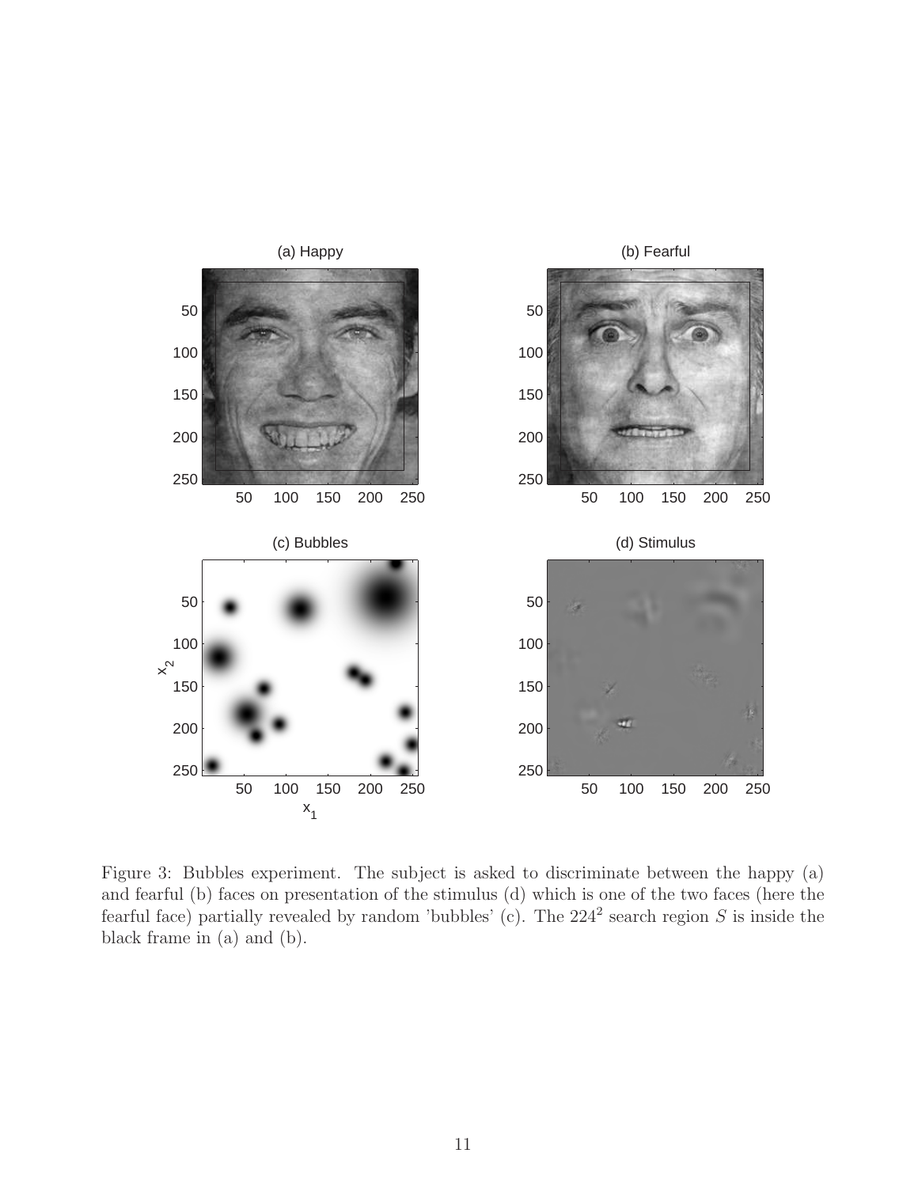Figure 3: Bubbles experiment. The subject is asked to discriminate between the happy (a) and fearful (b) faces on presentation of the stimulus (d) which is one of the two faces (here the fearful face) partially revealed by random 'bubbles' (c). The $224^2$ search region $S$ is inside the black frame in (a) and (b).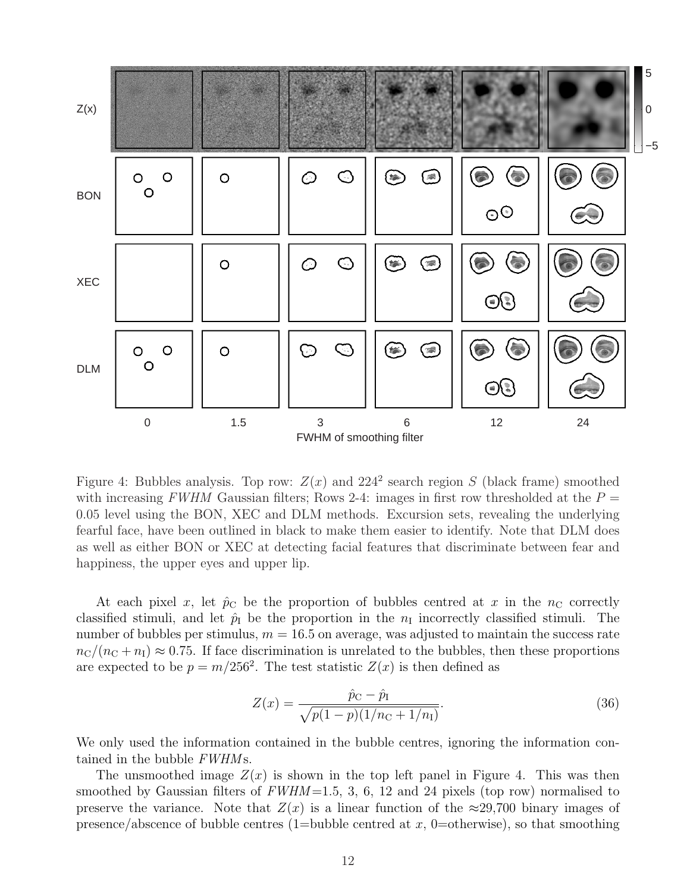Figure 4: Bubbles analysis. Top row: $Z(x)$ and $224^2$ search region $S$ (black frame) smoothed with increasing *FWHM* Gaussian filters; Rows 2-4: images in first row thresholded at the $P = 0.05$ level using the BON, XEC and DLM methods. Excursion sets, revealing the underlying fearful face, have been outlined in black to make them easier to identify. Note that DLM does as well as either BON or XEC at detecting facial features that discriminate between fear and happiness, the upper eyes and upper lip.

At each pixel $x$, let $\hat{p}_{\mathrm{C}}$ be the proportion of bubbles centred at $x$ in the $n_{\mathrm{C}}$ correctly classified stimuli, and let $\hat{p}_{\mathrm{I}}$ be the proportion in the $n_{\mathrm{I}}$ incorrectly classified stimuli. The number of bubbles per stimulus, $m = 16.5$ on average, was adjusted to maintain the success rate $n_{\mathrm{C}}/(n_{\mathrm{C}} + n_{\mathrm{I}}) \approx 0.75$. If face discrimination is unrelated to the bubbles, then these proportions are expected to be $p = m/256^2$. The test statistic $Z(x)$ is then defined as

$$Z(x) = \frac{\hat{p}_{\mathrm{C}} - \hat{p}_{\mathrm{I}}}{\sqrt{p(1-p)(1/n_{\mathrm{C}} + 1/n_{\mathrm{I}})}}. \tag{36}$$

We only used the information contained in the bubble centres, ignoring the information contained in the bubble *FWHM*s.

The unsmoothed image $Z(x)$ is shown in the top left panel in Figure 4. This was then smoothed by Gaussian filters of *FWHM*=1.5, 3, 6, 12 and 24 pixels (top row) normalised to preserve the variance. Note that $Z(x)$ is a linear function of the ≈29,700 binary images of presence/abscence of bubble centres (1=bubble centred at $x$, 0=otherwise), so that smoothing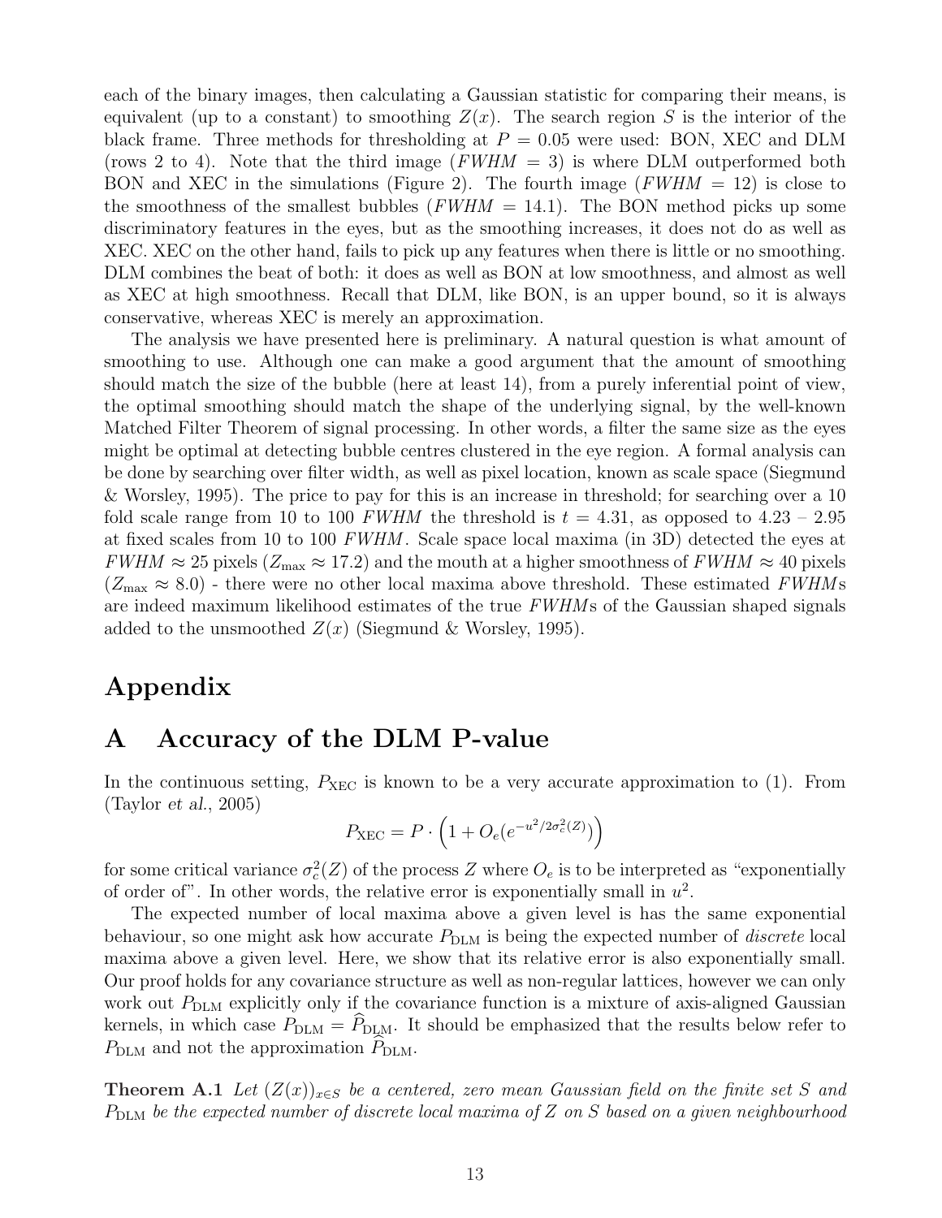each of the binary images, then calculating a Gaussian statistic for comparing their means, is equivalent (up to a constant) to smoothing $Z(x)$. The search region $S$ is the interior of the black frame. Three methods for thresholding at $P = 0.05$ were used: BON, XEC and DLM (rows 2 to 4). Note that the third image ($FWHM = 3$) is where DLM outperformed both BON and XEC in the simulations (Figure 2). The fourth image ($FWHM = 12$) is close to the smoothness of the smallest bubbles ($FWHM = 14.1$). The BON method picks up some discriminatory features in the eyes, but as the smoothing increases, it does not do as well as XEC. XEC on the other hand, fails to pick up any features when there is little or no smoothing. DLM combines the beat of both: it does as well as BON at low smoothness, and almost as well as XEC at high smoothness. Recall that DLM, like BON, is an upper bound, so it is always conservative, whereas XEC is merely an approximation.

The analysis we have presented here is preliminary. A natural question is what amount of smoothing to use. Although one can make a good argument that the amount of smoothing should match the size of the bubble (here at least 14), from a purely inferential point of view, the optimal smoothing should match the shape of the underlying signal, by the well-known Matched Filter Theorem of signal processing. In other words, a filter the same size as the eyes might be optimal at detecting bubble centres clustered in the eye region. A formal analysis can be done by searching over filter width, as well as pixel location, known as scale space (Siegmund & Worsley, 1995). The price to pay for this is an increase in threshold; for searching over a 10 fold scale range from 10 to 100 $FWHM$ the threshold is $t = 4.31$, as opposed to 4.23 – 2.95 at fixed scales from 10 to 100 $FWHM$. Scale space local maxima (in 3D) detected the eyes at $FWHM \approx 25$ pixels ($Z_{\max} \approx 17.2$) and the mouth at a higher smoothness of $FWHM \approx 40$ pixels ($Z_{\max} \approx 8.0$) - there were no other local maxima above threshold. These estimated $FWHM$s are indeed maximum likelihood estimates of the true $FWHM$s of the Gaussian shaped signals added to the unsmoothed $Z(x)$ (Siegmund & Worsley, 1995).

# Appendix

## A Accuracy of the DLM P-value

In the continuous setting, $P_{\mathrm{XEC}}$ is known to be a very accurate approximation to (1). From (Taylor *et al.*, 2005)

$$P_{\mathrm{XEC}} = P \cdot \left(1 + O_e(e^{-u^2/2\sigma_c^2(Z)})\right)$$

for some critical variance $\sigma_c^2(Z)$ of the process $Z$ where $O_e$ is to be interpreted as "exponentially of order of". In other words, the relative error is exponentially small in $u^2$.

The expected number of local maxima above a given level is has the same exponential behaviour, so one might ask how accurate $P_{\mathrm{DLM}}$ is being the expected number of *discrete* local maxima above a given level. Here, we show that its relative error is also exponentially small. Our proof holds for any covariance structure as well as non-regular lattices, however we can only work out $P_{\mathrm{DLM}}$ explicitly only if the covariance function is a mixture of axis-aligned Gaussian kernels, in which case $P_{\mathrm{DLM}} = \widehat{P}_{\mathrm{DLM}}$. It should be emphasized that the results below refer to $P_{\mathrm{DLM}}$ and not the approximation $\widehat{P}_{\mathrm{DLM}}$.

**Theorem A.1** *Let $(Z(x))_{x \in S}$ be a centered, zero mean Gaussian field on the finite set $S$ and $P_{\mathrm{DLM}}$ be the expected number of discrete local maxima of $Z$ on $S$ based on a given neighbourhood*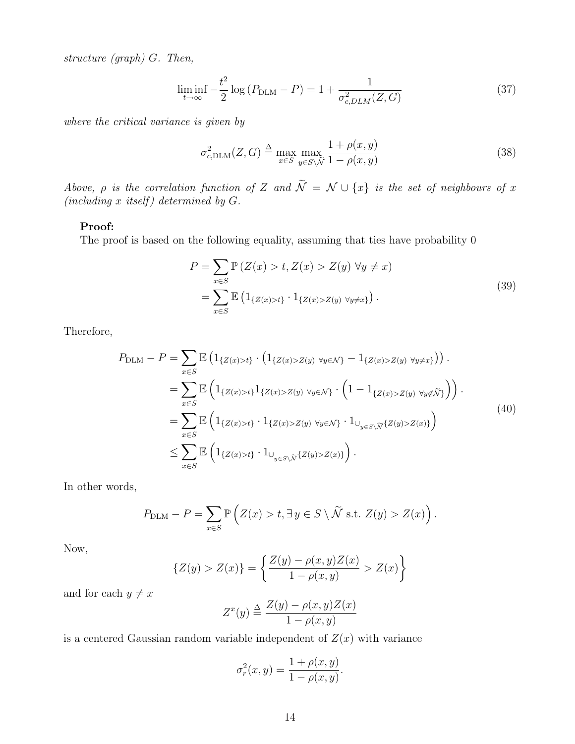*structure (graph) $G$. Then,*

$$\liminf_{t\to\infty} -\frac{t^2}{2}\log\left(P_{\text{DLM}} - P\right) = 1 + \frac{1}{\sigma^2_{c,DLM}(Z,G)} \tag{37}$$

*where the critical variance is given by*

$$\sigma^2_{c,\text{DLM}}(Z,G) \triangleq \max_{x\in S}\max_{y\in S\setminus\widetilde{\mathcal{N}}} \frac{1+\rho(x,y)}{1-\rho(x,y)} \tag{38}$$

*Above, $\rho$ is the correlation function of $Z$ and $\widetilde{\mathcal{N}} = \mathcal{N}\cup\{x\}$ is the set of neighbours of $x$ (including $x$ itself) determined by $G$.*

**Proof:**

The proof is based on the following equality, assuming that ties have probability 0

$$\begin{aligned}
P &= \sum_{x\in S} \mathbb{P}\left(Z(x) > t, Z(x) > Z(y)\ \forall y \neq x\right) \\
&= \sum_{x\in S} \mathbb{E}\left(1_{\{Z(x)>t\}}\cdot 1_{\{Z(x)>Z(y)\ \forall y\neq x\}}\right).
\end{aligned} \tag{39}$$

Therefore,

$$\begin{aligned}
P_{\text{DLM}} - P &= \sum_{x\in S} \mathbb{E}\left(1_{\{Z(x)>t\}}\cdot\left(1_{\{Z(x)>Z(y)\ \forall y\in\mathcal{N}\}} - 1_{\{Z(x)>Z(y)\ \forall y\neq x\}}\right)\right). \\
&= \sum_{x\in S} \mathbb{E}\left(1_{\{Z(x)>t\}}1_{\{Z(x)>Z(y)\ \forall y\in\mathcal{N}\}}\cdot\left(1 - 1_{\{Z(x)>Z(y)\ \forall y\notin\widetilde{\mathcal{N}}\}}\right)\right). \\
&= \sum_{x\in S} \mathbb{E}\left(1_{\{Z(x)>t\}}\cdot 1_{\{Z(x)>Z(y)\ \forall y\in\mathcal{N}\}}\cdot 1_{\cup_{y\in S\setminus\widetilde{\mathcal{N}}}\{Z(y)>Z(x)\}}\right) \\
&\leq \sum_{x\in S} \mathbb{E}\left(1_{\{Z(x)>t\}}\cdot 1_{\cup_{y\in S\setminus\widetilde{\mathcal{N}}}\{Z(y)>Z(x)\}}\right).
\end{aligned} \tag{40}$$

In other words,

$$P_{\text{DLM}} - P = \sum_{x\in S}\mathbb{P}\left(Z(x) > t, \exists\, y\in S\setminus\widetilde{\mathcal{N}} \text{ s.t. } Z(y) > Z(x)\right).$$

Now,

$$\{Z(y) > Z(x)\} = \left\{\frac{Z(y) - \rho(x,y)Z(x)}{1-\rho(x,y)} > Z(x)\right\}$$

and for each $y \neq x$

$$Z^x(y) \triangleq \frac{Z(y) - \rho(x,y)Z(x)}{1-\rho(x,y)}$$

is a centered Gaussian random variable independent of $Z(x)$ with variance

$$\sigma_r^2(x,y) = \frac{1+\rho(x,y)}{1-\rho(x,y)}.$$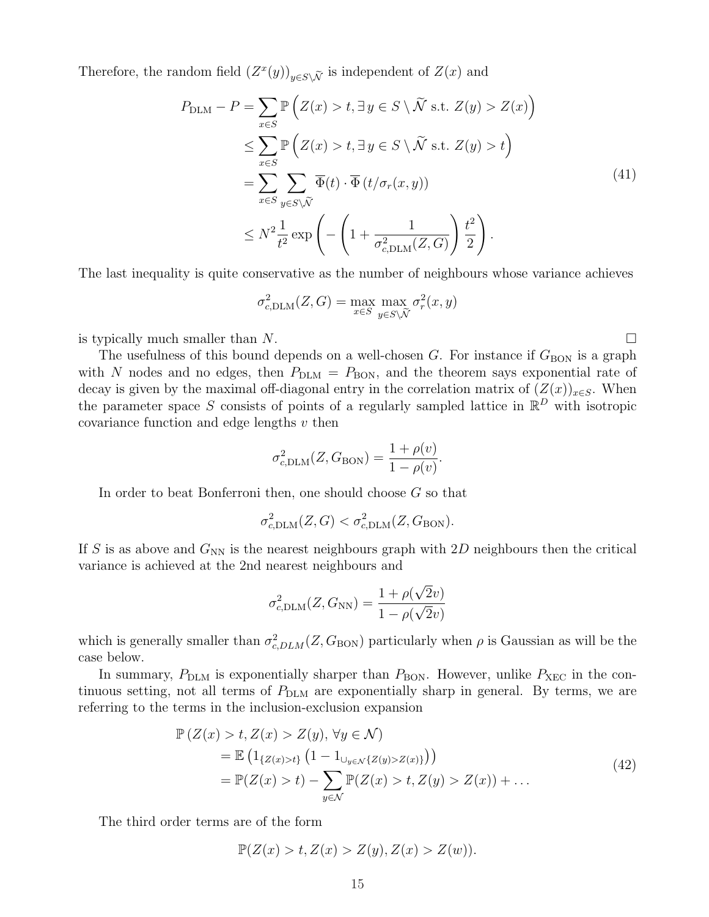Therefore, the random field $(Z^x(y))_{y \in S \setminus \widetilde{\mathcal{N}}}$ is independent of $Z(x)$ and

$$
\begin{aligned}
P_{\mathrm{DLM}} - P &= \sum_{x \in S} \mathbb{P}\left(Z(x) > t, \exists\, y \in S \setminus \widetilde{\mathcal{N}} \text{ s.t. } Z(y) > Z(x)\right) \\
&\leq \sum_{x \in S} \mathbb{P}\left(Z(x) > t, \exists\, y \in S \setminus \widetilde{\mathcal{N}} \text{ s.t. } Z(y) > t\right) \\
&= \sum_{x \in S} \sum_{y \in S \setminus \widetilde{\mathcal{N}}} \overline{\Phi}(t) \cdot \overline{\Phi}\left(t/\sigma_r(x,y)\right) \\
&\leq N^2 \frac{1}{t^2} \exp\left(-\left(1 + \frac{1}{\sigma^2_{c,\mathrm{DLM}}(Z,G)}\right)\frac{t^2}{2}\right).
\end{aligned}
\tag{41}
$$

The last inequality is quite conservative as the number of neighbours whose variance achieves

$$
\sigma^2_{c,\mathrm{DLM}}(Z,G) = \max_{x \in S} \max_{y \in S \setminus \widetilde{\mathcal{N}}} \sigma^2_r(x,y)
$$

is typically much smaller than $N$. $\square$

The usefulness of this bound depends on a well-chosen $G$. For instance if $G_{\mathrm{BON}}$ is a graph with $N$ nodes and no edges, then $P_{\mathrm{DLM}} = P_{\mathrm{BON}}$, and the theorem says exponential rate of decay is given by the maximal off-diagonal entry in the correlation matrix of $(Z(x))_{x \in S}$. When the parameter space $S$ consists of points of a regularly sampled lattice in $\mathbb{R}^D$ with isotropic covariance function and edge lengths $v$ then

$$
\sigma^2_{c,\mathrm{DLM}}(Z, G_{\mathrm{BON}}) = \frac{1+\rho(v)}{1-\rho(v)}.
$$

In order to beat Bonferroni then, one should choose $G$ so that

$$
\sigma^2_{c,\mathrm{DLM}}(Z,G) < \sigma^2_{c,\mathrm{DLM}}(Z, G_{\mathrm{BON}}).
$$

If $S$ is as above and $G_{\mathrm{NN}}$ is the nearest neighbours graph with $2D$ neighbours then the critical variance is achieved at the 2nd nearest neighbours and

$$
\sigma^2_{c,\mathrm{DLM}}(Z, G_{\mathrm{NN}}) = \frac{1+\rho(\sqrt{2}v)}{1-\rho(\sqrt{2}v)}
$$

which is generally smaller than $\sigma^2_{c,DLM}(Z, G_{\mathrm{BON}})$ particularly when $\rho$ is Gaussian as will be the case below.

In summary, $P_{\mathrm{DLM}}$ is exponentially sharper than $P_{\mathrm{BON}}$. However, unlike $P_{\mathrm{XEC}}$ in the continuous setting, not all terms of $P_{\mathrm{DLM}}$ are exponentially sharp in general. By terms, we are referring to the terms in the inclusion-exclusion expansion

$$
\begin{aligned}
&\mathbb{P}\left(Z(x) > t, Z(x) > Z(y),\, \forall y \in \mathcal{N}\right) \\
&\quad = \mathbb{E}\left(1_{\{Z(x)>t\}}\left(1 - 1_{\cup_{y \in \mathcal{N}}\{Z(y)>Z(x)\}}\right)\right) \\
&\quad = \mathbb{P}(Z(x) > t) - \sum_{y \in \mathcal{N}} \mathbb{P}(Z(x) > t, Z(y) > Z(x)) + \ldots
\end{aligned}
\tag{42}
$$

The third order terms are of the form

$$
\mathbb{P}(Z(x) > t, Z(x) > Z(y), Z(x) > Z(w)).
$$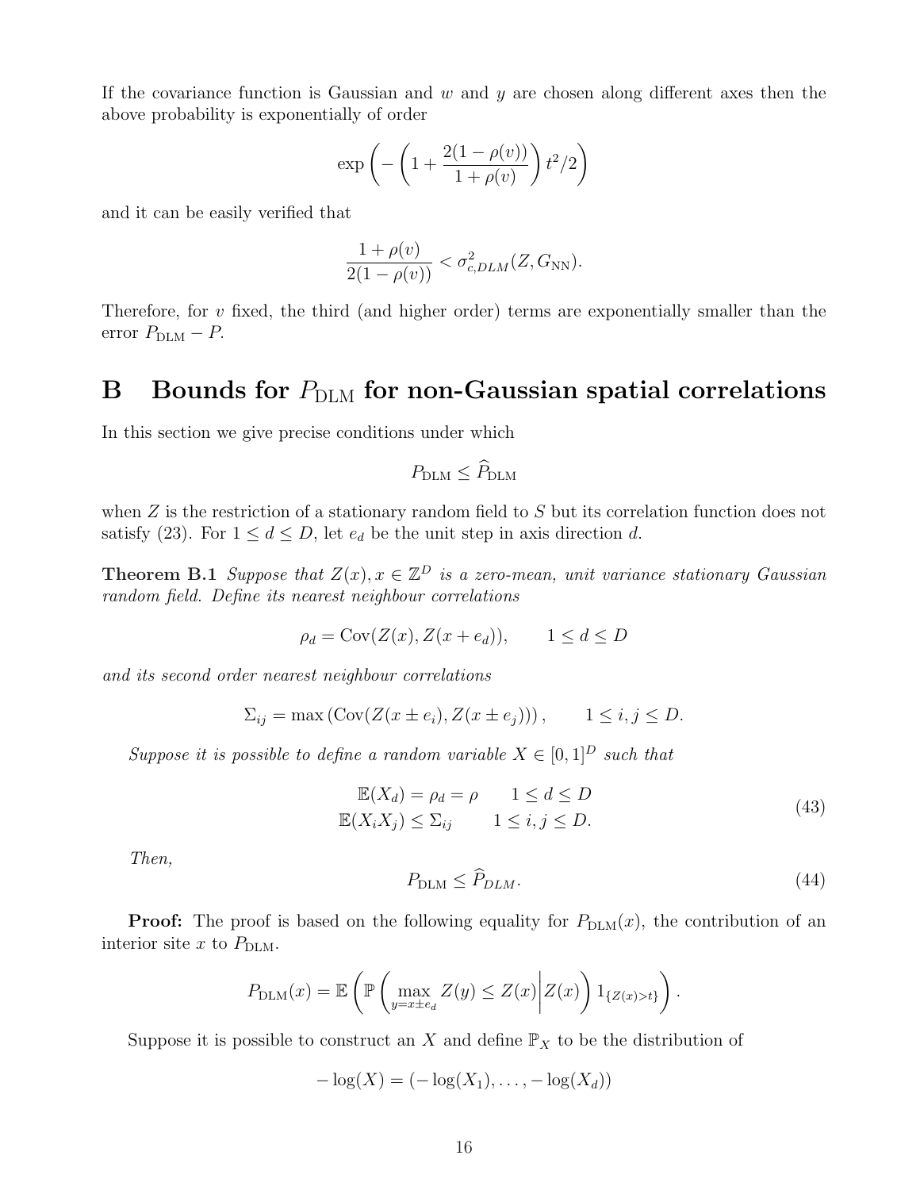If the covariance function is Gaussian and $w$ and $y$ are chosen along different axes then the above probability is exponentially of order

$$\exp\left(-\left(1+\frac{2(1-\rho(v))}{1+\rho(v)}\right)t^2/2\right)$$

and it can be easily verified that

$$\frac{1+\rho(v)}{2(1-\rho(v))} < \sigma^2_{c,DLM}(Z, G_{\rm NN}).$$

Therefore, for $v$ fixed, the third (and higher order) terms are exponentially smaller than the error $P_{\rm DLM} - P$.

# B Bounds for $P_{\rm DLM}$ for non-Gaussian spatial correlations

In this section we give precise conditions under which

$$P_{\rm DLM} \leq \widehat{P}_{\rm DLM}$$

when $Z$ is the restriction of a stationary random field to $S$ but its correlation function does not satisfy (23). For $1 \leq d \leq D$, let $e_d$ be the unit step in axis direction $d$.

**Theorem B.1** *Suppose that $Z(x), x \in \mathbb{Z}^D$ is a zero-mean, unit variance stationary Gaussian random field. Define its nearest neighbour correlations*

$$\rho_d = {\rm Cov}(Z(x), Z(x+e_d)), \qquad 1 \leq d \leq D$$

*and its second order nearest neighbour correlations*

$$\Sigma_{ij} = \max\left({\rm Cov}(Z(x \pm e_i), Z(x \pm e_j))\right), \qquad 1 \leq i, j \leq D.$$

*Suppose it is possible to define a random variable $X \in [0,1]^D$ such that*

$$\begin{aligned} \mathbb{E}(X_d) = \rho_d = \rho \qquad 1 \leq d \leq D \\ \mathbb{E}(X_i X_j) \leq \Sigma_{ij} \qquad 1 \leq i, j \leq D. \end{aligned} \tag{43}$$

*Then,*

$$P_{\rm DLM} \leq \widehat{P}_{DLM}. \tag{44}$$

**Proof:** The proof is based on the following equality for $P_{\rm DLM}(x)$, the contribution of an interior site $x$ to $P_{\rm DLM}$.

$$P_{\rm DLM}(x) = \mathbb{E}\left(\mathbb{P}\left(\max_{y=x\pm e_d} Z(y) \leq Z(x) \middle| Z(x)\right) 1_{\{Z(x)>t\}}\right).$$

Suppose it is possible to construct an $X$ and define $\mathbb{P}_X$ to be the distribution of

$$-\log(X) = (-\log(X_1), \ldots, -\log(X_d))$$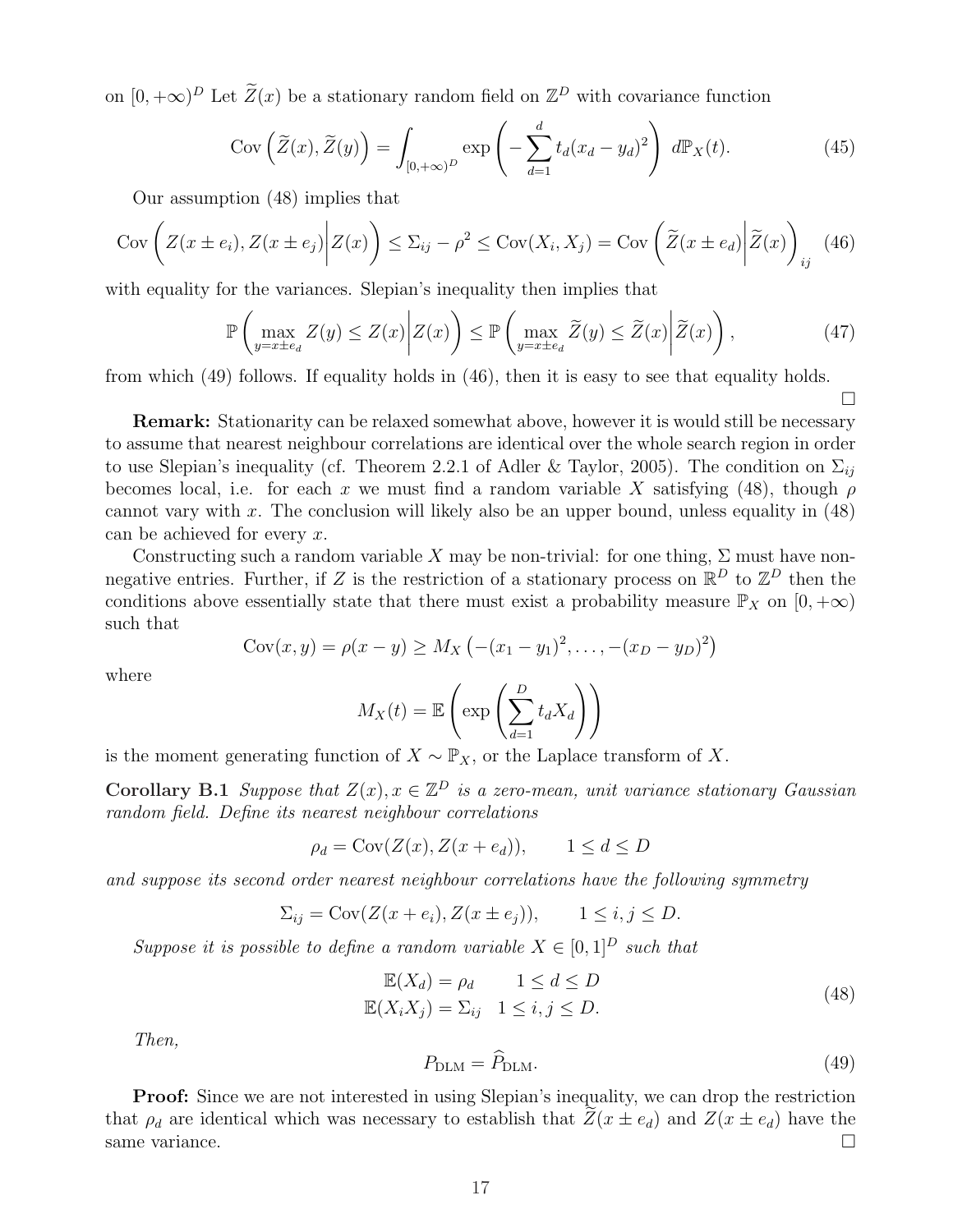on $[0, +\infty)^D$ Let $\widetilde{Z}(x)$ be a stationary random field on $\mathbb{Z}^D$ with covariance function

$$\mathrm{Cov}\left(\widetilde{Z}(x), \widetilde{Z}(y)\right) = \int_{[0,+\infty)^D} \exp\left(-\sum_{d=1}^{d} t_d (x_d - y_d)^2\right) \, d\mathbb{P}_X(t). \tag{45}$$

Our assumption (48) implies that

$$\mathrm{Cov}\left(Z(x \pm e_i), Z(x \pm e_j) \middle| Z(x)\right) \leq \Sigma_{ij} - \rho^2 \leq \mathrm{Cov}(X_i, X_j) = \mathrm{Cov}\left(\widetilde{Z}(x \pm e_d) \middle| \widetilde{Z}(x)\right)_{ij} \tag{46}$$

with equality for the variances. Slepian's inequality then implies that

$$\mathbb{P}\left(\max_{y = x \pm e_d} Z(y) \leq Z(x) \middle| Z(x)\right) \leq \mathbb{P}\left(\max_{y = x \pm e_d} \widetilde{Z}(y) \leq \widetilde{Z}(x) \middle| \widetilde{Z}(x)\right), \tag{47}$$

from which (49) follows. If equality holds in (46), then it is easy to see that equality holds. $\square$

**Remark:** Stationarity can be relaxed somewhat above, however it is would still be necessary to assume that nearest neighbour correlations are identical over the whole search region in order to use Slepian's inequality (cf. Theorem 2.2.1 of Adler & Taylor, 2005). The condition on $\Sigma_{ij}$ becomes local, i.e. for each $x$ we must find a random variable $X$ satisfying (48), though $\rho$ cannot vary with $x$. The conclusion will likely also be an upper bound, unless equality in (48) can be achieved for every $x$.

Constructing such a random variable $X$ may be non-trivial: for one thing, $\Sigma$ must have non-negative entries. Further, if $Z$ is the restriction of a stationary process on $\mathbb{R}^D$ to $\mathbb{Z}^D$ then the conditions above essentially state that there must exist a probability measure $\mathbb{P}_X$ on $[0, +\infty)$ such that

$$\mathrm{Cov}(x, y) = \rho(x - y) \geq M_X\left(-(x_1 - y_1)^2, \ldots, -(x_D - y_D)^2\right)$$

where

$$M_X(t) = \mathbb{E}\left(\exp\left(\sum_{d=1}^{D} t_d X_d\right)\right)$$

is the moment generating function of $X \sim \mathbb{P}_X$, or the Laplace transform of $X$.

**Corollary B.1** *Suppose that $Z(x), x \in \mathbb{Z}^D$ is a zero-mean, unit variance stationary Gaussian random field. Define its nearest neighbour correlations*

$$\rho_d = \mathrm{Cov}(Z(x), Z(x + e_d)), \qquad 1 \leq d \leq D$$

*and suppose its second order nearest neighbour correlations have the following symmetry*

$$\Sigma_{ij} = \mathrm{Cov}(Z(x + e_i), Z(x \pm e_j)), \qquad 1 \leq i, j \leq D.$$

*Suppose it is possible to define a random variable $X \in [0, 1]^D$ such that*

$$\begin{aligned} \mathbb{E}(X_d) &= \rho_d \qquad 1 \leq d \leq D \\ \mathbb{E}(X_i X_j) &= \Sigma_{ij} \quad 1 \leq i, j \leq D. \end{aligned} \tag{48}$$

*Then,*

$$P_{\mathrm{DLM}} = \widehat{P}_{\mathrm{DLM}}. \tag{49}$$

**Proof:** Since we are not interested in using Slepian's inequality, we can drop the restriction that $\rho_d$ are identical which was necessary to establish that $\widetilde{Z}(x \pm e_d)$ and $Z(x \pm e_d)$ have the same variance. $\square$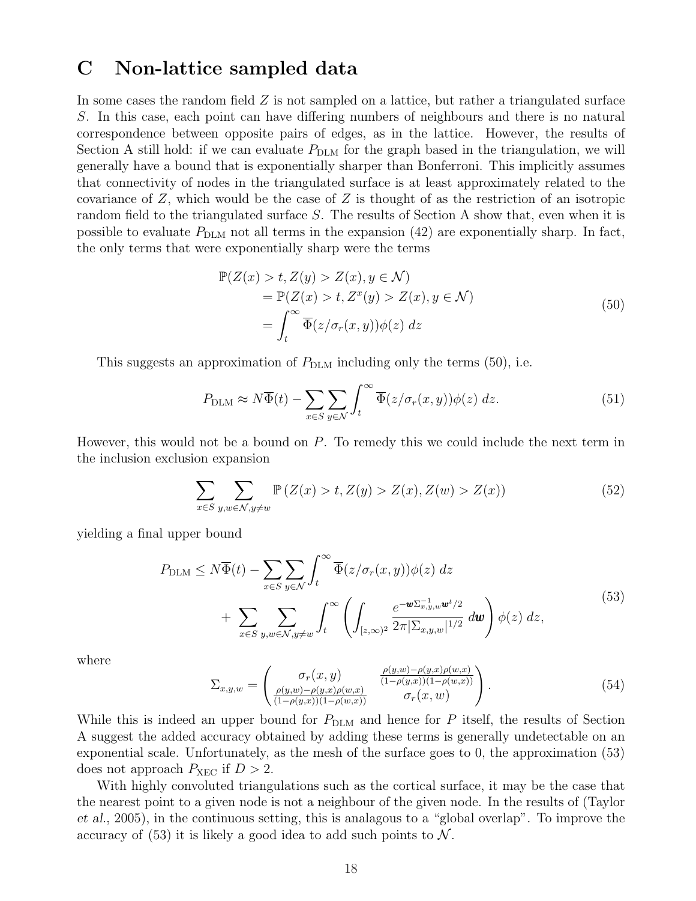# C Non-lattice sampled data

In some cases the random field $Z$ is not sampled on a lattice, but rather a triangulated surface $S$. In this case, each point can have differing numbers of neighbours and there is no natural correspondence between opposite pairs of edges, as in the lattice. However, the results of Section A still hold: if we can evaluate $P_{\text{DLM}}$ for the graph based in the triangulation, we will generally have a bound that is exponentially sharper than Bonferroni. This implicitly assumes that connectivity of nodes in the triangulated surface is at least approximately related to the covariance of $Z$, which would be the case of $Z$ is thought of as the restriction of an isotropic random field to the triangulated surface $S$. The results of Section A show that, even when it is possible to evaluate $P_{\text{DLM}}$ not all terms in the expansion (42) are exponentially sharp. In fact, the only terms that were exponentially sharp were the terms

$$
\begin{aligned}
&\mathbb{P}(Z(x) > t, Z(y) > Z(x), y \in \mathcal{N}) \\
&\quad = \mathbb{P}(Z(x) > t, Z^x(y) > Z(x), y \in \mathcal{N}) \\
&\quad = \int_t^\infty \overline{\Phi}(z/\sigma_r(x,y))\phi(z)\ dz
\end{aligned}
\tag{50}
$$

This suggests an approximation of $P_{\text{DLM}}$ including only the terms (50), i.e.

$$
P_{\text{DLM}} \approx N\overline{\Phi}(t) - \sum_{x\in S}\sum_{y\in\mathcal{N}} \int_t^\infty \overline{\Phi}(z/\sigma_r(x,y))\phi(z)\ dz. \tag{51}
$$

However, this would not be a bound on $P$. To remedy this we could include the next term in the inclusion exclusion expansion

$$
\sum_{x\in S}\sum_{y,w\in\mathcal{N}, y\neq w} \mathbb{P}\left(Z(x) > t, Z(y) > Z(x), Z(w) > Z(x)\right) \tag{52}
$$

yielding a final upper bound

$$
\begin{aligned}
P_{\text{DLM}} \leq\ & N\overline{\Phi}(t) - \sum_{x\in S}\sum_{y\in\mathcal{N}} \int_t^\infty \overline{\Phi}(z/\sigma_r(x,y))\phi(z)\ dz \\
&+ \sum_{x\in S}\sum_{y,w\in\mathcal{N}, y\neq w} \int_t^\infty \left( \int_{[z,\infty)^2} \frac{e^{-\boldsymbol{w}\Sigma_{x,y,w}^{-1}\boldsymbol{w}^t/2}}{2\pi|\Sigma_{x,y,w}|^{1/2}}\ d\boldsymbol{w} \right) \phi(z)\ dz,
\end{aligned}
\tag{53}
$$

where

$$
\Sigma_{x,y,w} = \begin{pmatrix} \sigma_r(x,y) & \frac{\rho(y,w)-\rho(y,x)\rho(w,x)}{(1-\rho(y,x))(1-\rho(w,x))} \\ \frac{\rho(y,w)-\rho(y,x)\rho(w,x)}{(1-\rho(y,x))(1-\rho(w,x))} & \sigma_r(x,w) \end{pmatrix}. \tag{54}
$$

While this is indeed an upper bound for $P_{\text{DLM}}$ and hence for $P$ itself, the results of Section A suggest the added accuracy obtained by adding these terms is generally undetectable on an exponential scale. Unfortunately, as the mesh of the surface goes to 0, the approximation (53) does not approach $P_{\text{XEC}}$ if $D > 2$.

With highly convoluted triangulations such as the cortical surface, it may be the case that the nearest point to a given node is not a neighbour of the given node. In the results of (Taylor *et al.*, 2005), in the continuous setting, this is analagous to a "global overlap". To improve the accuracy of (53) it is likely a good idea to add such points to $\mathcal{N}$.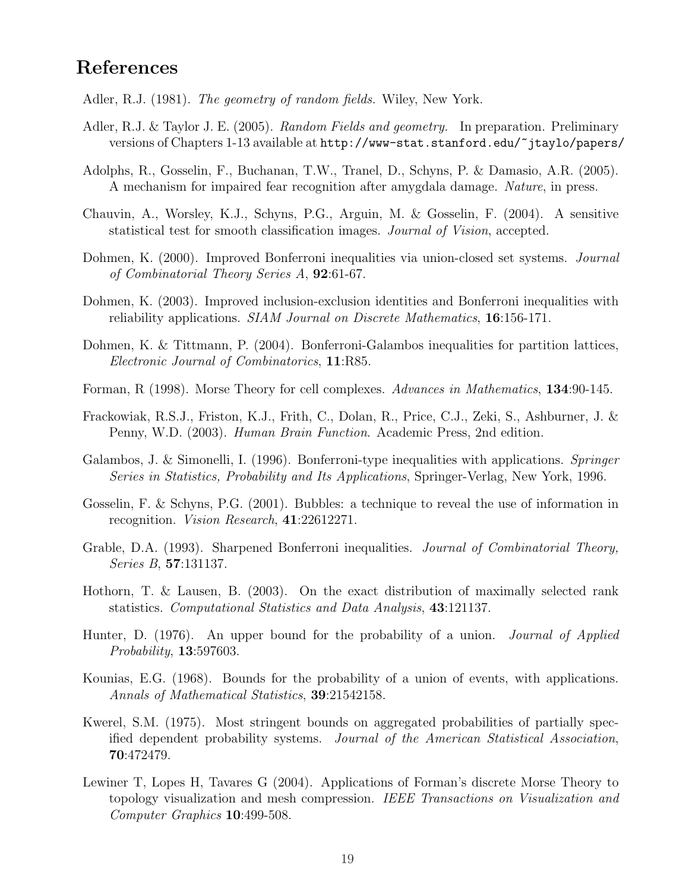## References

Adler, R.J. (1981). *The geometry of random fields.* Wiley, New York.

Adler, R.J. & Taylor J. E. (2005). *Random Fields and geometry.* In preparation. Preliminary versions of Chapters 1-13 available at `http://www-stat.stanford.edu/~jtaylo/papers/`

Adolphs, R., Gosselin, F., Buchanan, T.W., Tranel, D., Schyns, P. & Damasio, A.R. (2005). A mechanism for impaired fear recognition after amygdala damage. *Nature*, in press.

Chauvin, A., Worsley, K.J., Schyns, P.G., Arguin, M. & Gosselin, F. (2004). A sensitive statistical test for smooth classification images. *Journal of Vision*, accepted.

Dohmen, K. (2000). Improved Bonferroni inequalities via union-closed set systems. *Journal of Combinatorial Theory Series A*, **92**:61-67.

Dohmen, K. (2003). Improved inclusion-exclusion identities and Bonferroni inequalities with reliability applications. *SIAM Journal on Discrete Mathematics*, **16**:156-171.

Dohmen, K. & Tittmann, P. (2004). Bonferroni-Galambos inequalities for partition lattices, *Electronic Journal of Combinatorics*, **11**:R85.

Forman, R (1998). Morse Theory for cell complexes. *Advances in Mathematics*, **134**:90-145.

Frackowiak, R.S.J., Friston, K.J., Frith, C., Dolan, R., Price, C.J., Zeki, S., Ashburner, J. & Penny, W.D. (2003). *Human Brain Function*. Academic Press, 2nd edition.

Galambos, J. & Simonelli, I. (1996). Bonferroni-type inequalities with applications. *Springer Series in Statistics, Probability and Its Applications*, Springer-Verlag, New York, 1996.

Gosselin, F. & Schyns, P.G. (2001). Bubbles: a technique to reveal the use of information in recognition. *Vision Research*, **41**:22612271.

Grable, D.A. (1993). Sharpened Bonferroni inequalities. *Journal of Combinatorial Theory, Series B*, **57**:131137.

Hothorn, T. & Lausen, B. (2003). On the exact distribution of maximally selected rank statistics. *Computational Statistics and Data Analysis*, **43**:121137.

Hunter, D. (1976). An upper bound for the probability of a union. *Journal of Applied Probability*, **13**:597603.

Kounias, E.G. (1968). Bounds for the probability of a union of events, with applications. *Annals of Mathematical Statistics*, **39**:21542158.

Kwerel, S.M. (1975). Most stringent bounds on aggregated probabilities of partially specified dependent probability systems. *Journal of the American Statistical Association*, **70**:472479.

Lewiner T, Lopes H, Tavares G (2004). Applications of Forman's discrete Morse Theory to topology visualization and mesh compression. *IEEE Transactions on Visualization and Computer Graphics* **10**:499-508.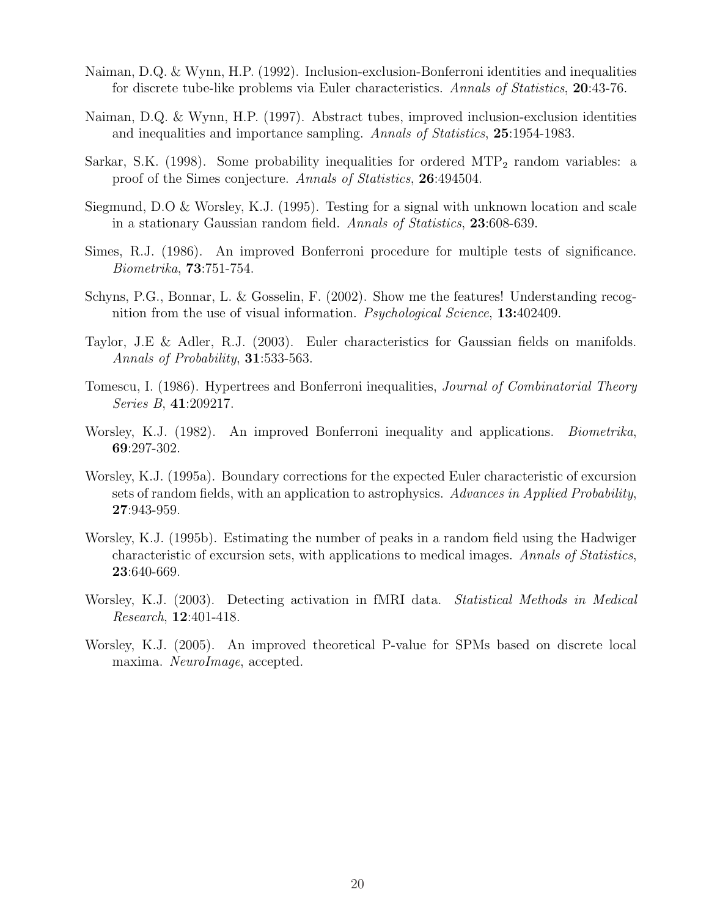Naiman, D.Q. & Wynn, H.P. (1992). Inclusion-exclusion-Bonferroni identities and inequalities for discrete tube-like problems via Euler characteristics. *Annals of Statistics*, **20**:43-76.

Naiman, D.Q. & Wynn, H.P. (1997). Abstract tubes, improved inclusion-exclusion identities and inequalities and importance sampling. *Annals of Statistics*, **25**:1954-1983.

Sarkar, S.K. (1998). Some probability inequalities for ordered $\mathrm{MTP}_2$ random variables: a proof of the Simes conjecture. *Annals of Statistics*, **26**:494504.

Siegmund, D.O & Worsley, K.J. (1995). Testing for a signal with unknown location and scale in a stationary Gaussian random field. *Annals of Statistics*, **23**:608-639.

Simes, R.J. (1986). An improved Bonferroni procedure for multiple tests of significance. *Biometrika*, **73**:751-754.

Schyns, P.G., Bonnar, L. & Gosselin, F. (2002). Show me the features! Understanding recognition from the use of visual information. *Psychological Science*, **13:**402409.

Taylor, J.E & Adler, R.J. (2003). Euler characteristics for Gaussian fields on manifolds. *Annals of Probability*, **31**:533-563.

Tomescu, I. (1986). Hypertrees and Bonferroni inequalities, *Journal of Combinatorial Theory Series B*, **41**:209217.

Worsley, K.J. (1982). An improved Bonferroni inequality and applications. *Biometrika*, **69**:297-302.

Worsley, K.J. (1995a). Boundary corrections for the expected Euler characteristic of excursion sets of random fields, with an application to astrophysics. *Advances in Applied Probability*, **27**:943-959.

Worsley, K.J. (1995b). Estimating the number of peaks in a random field using the Hadwiger characteristic of excursion sets, with applications to medical images. *Annals of Statistics*, **23**:640-669.

Worsley, K.J. (2003). Detecting activation in fMRI data. *Statistical Methods in Medical Research*, **12**:401-418.

Worsley, K.J. (2005). An improved theoretical P-value for SPMs based on discrete local maxima. *NeuroImage*, accepted.